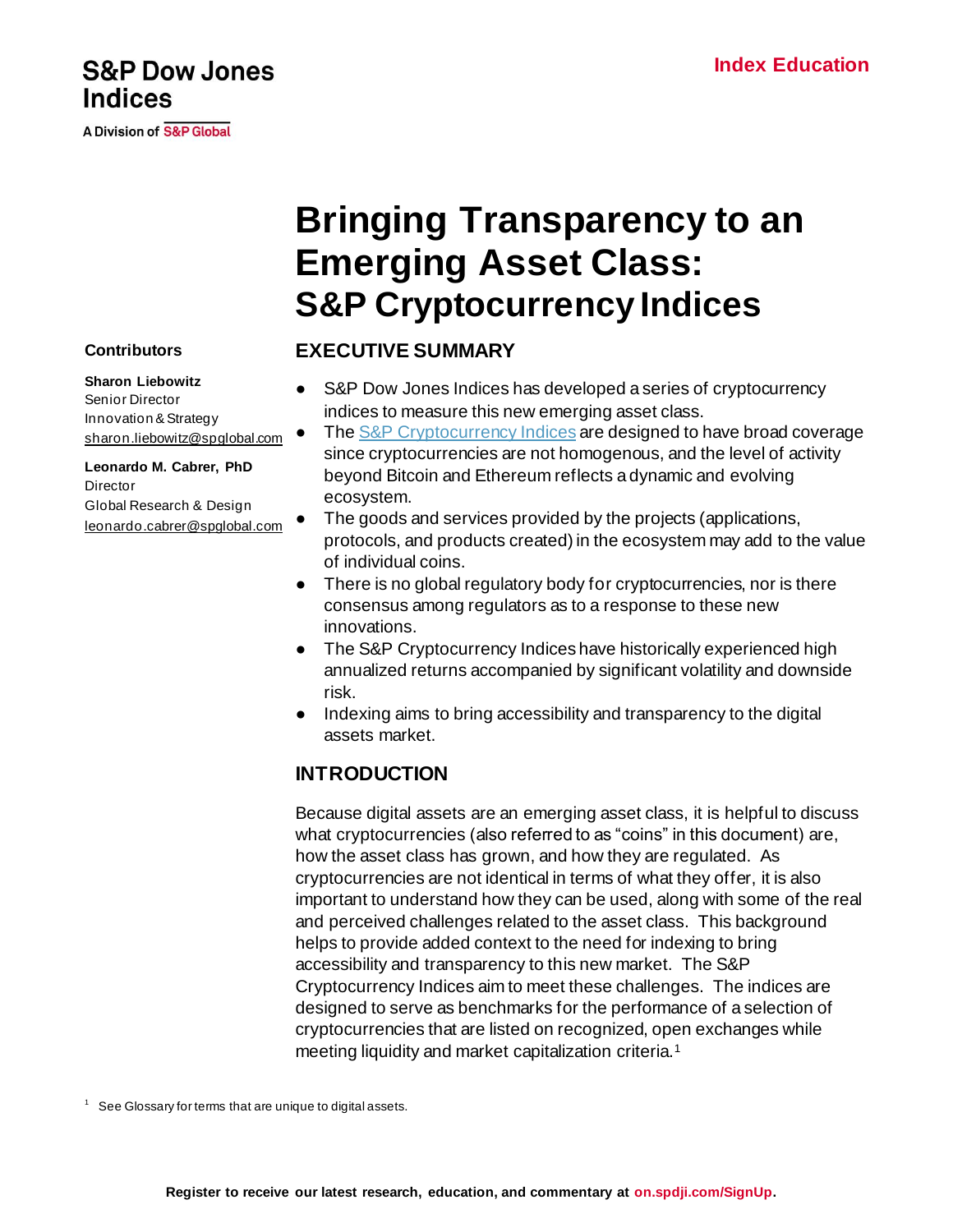S&P Dow Jones Indices

A Division of S&P Global

Index Education

# Bringing Transparency to an Emerging Asset Class: S&P Cryptocurrency Indices

**Contributors**

**Sharon Liebowitz**
Senior Director
Innovation & Strategy
sharon.liebowitz@spglobal.com

**Leonardo M. Cabrer, PhD**
Director
Global Research & Design
leonardo.cabrer@spglobal.com

## EXECUTIVE SUMMARY

- S&P Dow Jones Indices has developed a series of cryptocurrency indices to measure this new emerging asset class.
- The S&P Cryptocurrency Indices are designed to have broad coverage since cryptocurrencies are not homogenous, and the level of activity beyond Bitcoin and Ethereum reflects a dynamic and evolving ecosystem.
- The goods and services provided by the projects (applications, protocols, and products created) in the ecosystem may add to the value of individual coins.
- There is no global regulatory body for cryptocurrencies, nor is there consensus among regulators as to a response to these new innovations.
- The S&P Cryptocurrency Indices have historically experienced high annualized returns accompanied by significant volatility and downside risk.
- Indexing aims to bring accessibility and transparency to the digital assets market.

## INTRODUCTION

Because digital assets are an emerging asset class, it is helpful to discuss what cryptocurrencies (also referred to as "coins" in this document) are, how the asset class has grown, and how they are regulated. As cryptocurrencies are not identical in terms of what they offer, it is also important to understand how they can be used, along with some of the real and perceived challenges related to the asset class. This background helps to provide added context to the need for indexing to bring accessibility and transparency to this new market. The S&P Cryptocurrency Indices aim to meet these challenges. The indices are designed to serve as benchmarks for the performance of a selection of cryptocurrencies that are listed on recognized, open exchanges while meeting liquidity and market capitalization criteria.[1]

[1] See Glossary for terms that are unique to digital assets.

Register to receive our latest research, education, and commentary at on.spdji.com/SignUp.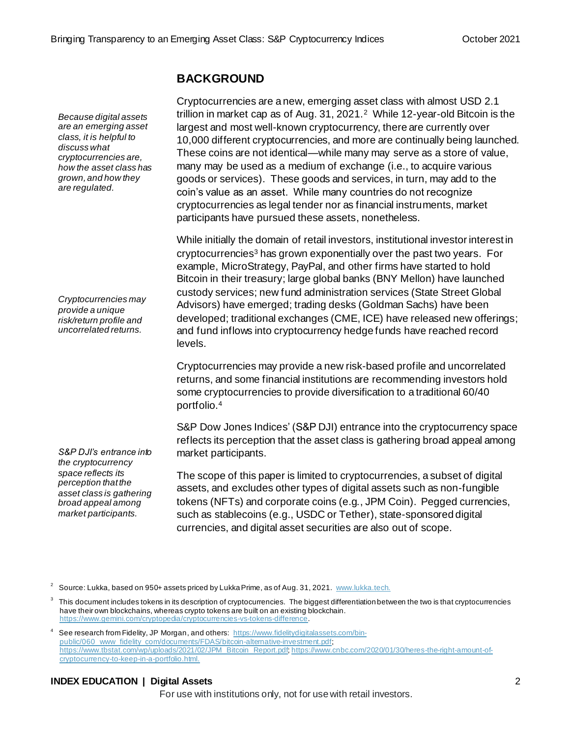## BACKGROUND

*Because digital assets are an emerging asset class, it is helpful to discuss what cryptocurrencies are, how the asset class has grown, and how they are regulated.*

Cryptocurrencies are a new, emerging asset class with almost USD 2.1 trillion in market cap as of Aug. 31, 2021.[2] While 12-year-old Bitcoin is the largest and most well-known cryptocurrency, there are currently over 10,000 different cryptocurrencies, and more are continually being launched. These coins are not identical—while many may serve as a store of value, many may be used as a medium of exchange (i.e., to acquire various goods or services). These goods and services, in turn, may add to the coin's value as an asset. While many countries do not recognize cryptocurrencies as legal tender nor as financial instruments, market participants have pursued these assets, nonetheless.

*Cryptocurrencies may provide a unique risk/return profile and uncorrelated returns.*

While initially the domain of retail investors, institutional investor interest in cryptocurrencies[3] has grown exponentially over the past two years. For example, MicroStrategy, PayPal, and other firms have started to hold Bitcoin in their treasury; large global banks (BNY Mellon) have launched custody services; new fund administration services (State Street Global Advisors) have emerged; trading desks (Goldman Sachs) have been developed; traditional exchanges (CME, ICE) have released new offerings; and fund inflows into cryptocurrency hedge funds have reached record levels.

Cryptocurrencies may provide a new risk-based profile and uncorrelated returns, and some financial institutions are recommending investors hold some cryptocurrencies to provide diversification to a traditional 60/40 portfolio.[4]

*S&P DJI's entrance into the cryptocurrency space reflects its perception that the asset class is gathering broad appeal among market participants.*

S&P Dow Jones Indices' (S&P DJI) entrance into the cryptocurrency space reflects its perception that the asset class is gathering broad appeal among market participants.

The scope of this paper is limited to cryptocurrencies, a subset of digital assets, and excludes other types of digital assets such as non-fungible tokens (NFTs) and corporate coins (e.g., JPM Coin). Pegged currencies, such as stablecoins (e.g., USDC or Tether), state-sponsored digital currencies, and digital asset securities are also out of scope.

[2] Source: Lukka, based on 950+ assets priced by Lukka Prime, as of Aug. 31, 2021. www.lukka.tech.

[3] This document includes tokens in its description of cryptocurrencies. The biggest differentiation between the two is that cryptocurrencies have their own blockchains, whereas crypto tokens are built on an existing blockchain. https://www.gemini.com/cryptopedia/cryptocurrencies-vs-tokens-difference.

[4] See research from Fidelity, JP Morgan, and others: https://www.fidelitydigitalassets.com/bin-public/060_www_fidelity_com/documents/FDAS/bitcoin-alternative-investment.pdf; https://www.tbstat.com/wp/uploads/2021/02/JPM_Bitcoin_Report.pdf; https://www.cnbc.com/2020/01/30/heres-the-right-amount-of-cryptocurrency-to-keep-in-a-portfolio.html.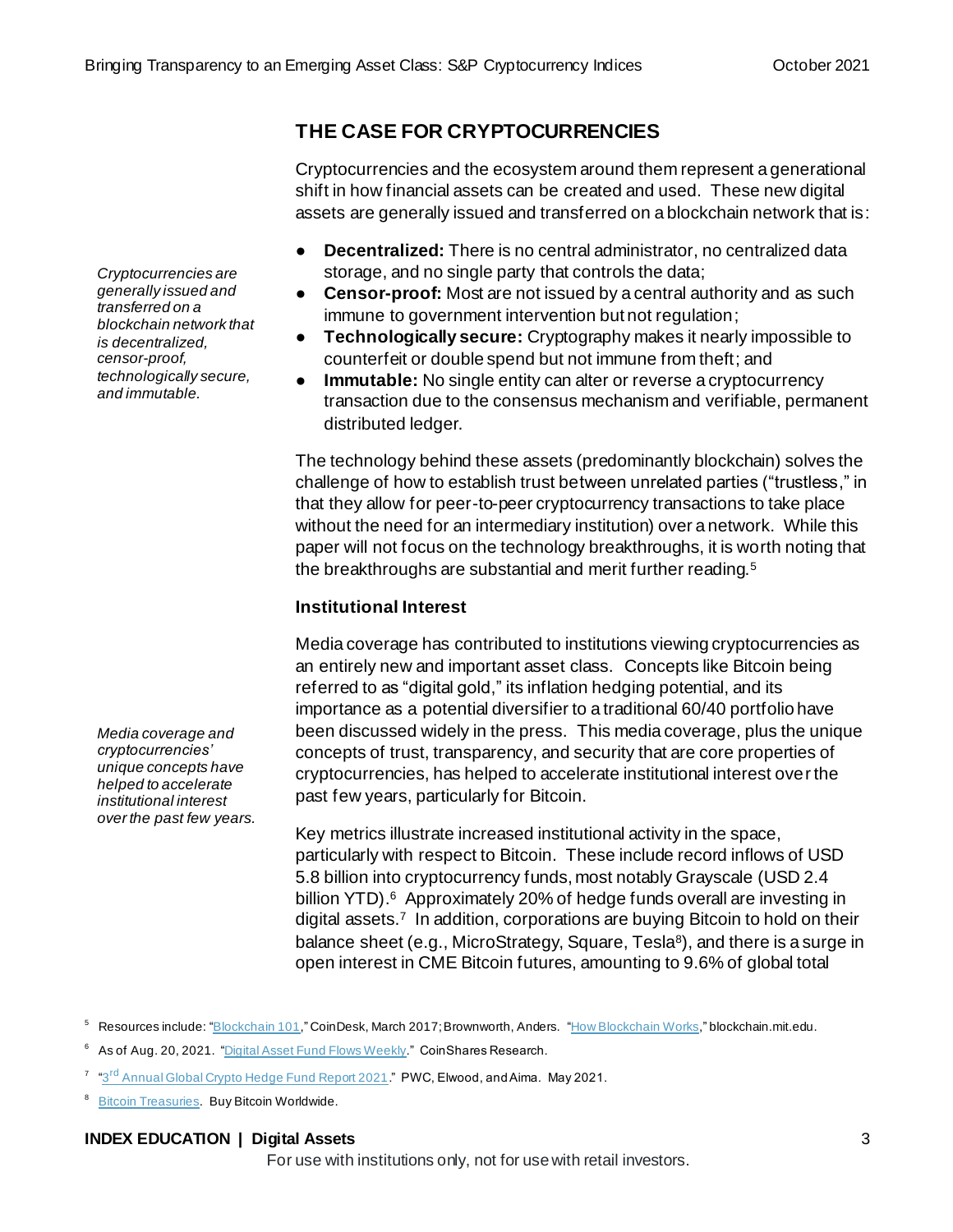## THE CASE FOR CRYPTOCURRENCIES

Cryptocurrencies and the ecosystem around them represent a generational shift in how financial assets can be created and used. These new digital assets are generally issued and transferred on a blockchain network that is:

*Cryptocurrencies are generally issued and transferred on a blockchain network that is decentralized, censor-proof, technologically secure, and immutable.*

- **Decentralized:** There is no central administrator, no centralized data storage, and no single party that controls the data;
- **Censor-proof:** Most are not issued by a central authority and as such immune to government intervention but not regulation;
- **Technologically secure:** Cryptography makes it nearly impossible to counterfeit or double spend but not immune from theft; and
- **Immutable:** No single entity can alter or reverse a cryptocurrency transaction due to the consensus mechanism and verifiable, permanent distributed ledger.

The technology behind these assets (predominantly blockchain) solves the challenge of how to establish trust between unrelated parties ("trustless," in that they allow for peer-to-peer cryptocurrency transactions to take place without the need for an intermediary institution) over a network. While this paper will not focus on the technology breakthroughs, it is worth noting that the breakthroughs are substantial and merit further reading.[5]

### Institutional Interest

*Media coverage and cryptocurrencies' unique concepts have helped to accelerate institutional interest over the past few years.*

Media coverage has contributed to institutions viewing cryptocurrencies as an entirely new and important asset class. Concepts like Bitcoin being referred to as "digital gold," its inflation hedging potential, and its importance as a potential diversifier to a traditional 60/40 portfolio have been discussed widely in the press. This media coverage, plus the unique concepts of trust, transparency, and security that are core properties of cryptocurrencies, has helped to accelerate institutional interest over the past few years, particularly for Bitcoin.

Key metrics illustrate increased institutional activity in the space, particularly with respect to Bitcoin. These include record inflows of USD 5.8 billion into cryptocurrency funds, most notably Grayscale (USD 2.4 billion YTD).[6] Approximately 20% of hedge funds overall are investing in digital assets.[7] In addition, corporations are buying Bitcoin to hold on their balance sheet (e.g., MicroStrategy, Square, Tesla[8]), and there is a surge in open interest in CME Bitcoin futures, amounting to 9.6% of global total

[5] Resources include: "Blockchain 101," CoinDesk, March 2017; Brownworth, Anders. "How Blockchain Works," blockchain.mit.edu.

[6] As of Aug. 20, 2021. "Digital Asset Fund Flows Weekly." CoinShares Research.

[7] "3rd Annual Global Crypto Hedge Fund Report 2021." PWC, Elwood, and Aima. May 2021.

[8] Bitcoin Treasuries. Buy Bitcoin Worldwide.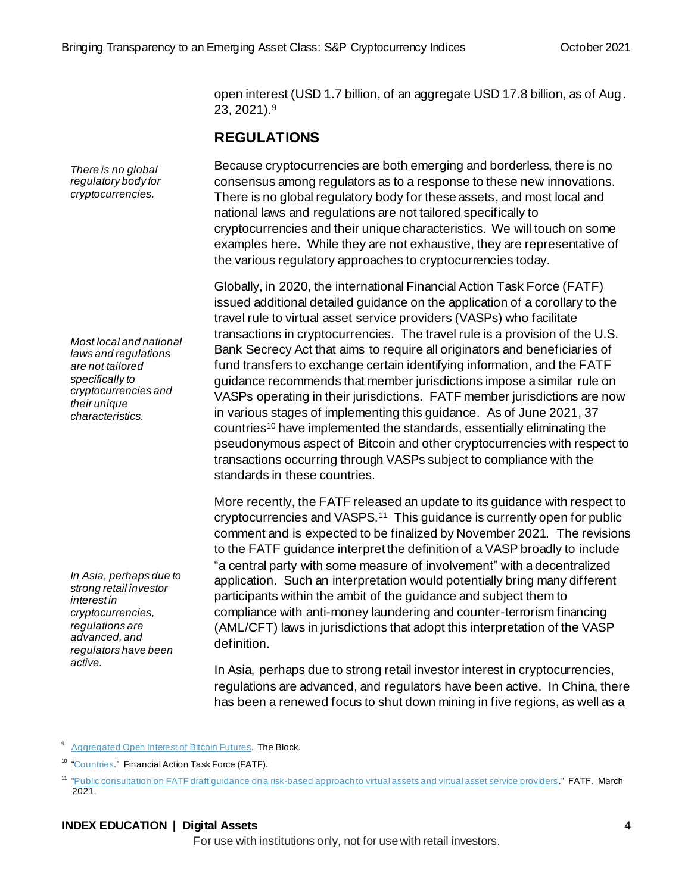open interest (USD 1.7 billion, of an aggregate USD 17.8 billion, as of Aug. 23, 2021).[9]

## REGULATIONS

*There is no global regulatory body for cryptocurrencies.*

Because cryptocurrencies are both emerging and borderless, there is no consensus among regulators as to a response to these new innovations. There is no global regulatory body for these assets, and most local and national laws and regulations are not tailored specifically to cryptocurrencies and their unique characteristics. We will touch on some examples here. While they are not exhaustive, they are representative of the various regulatory approaches to cryptocurrencies today.

*Most local and national laws and regulations are not tailored specifically to cryptocurrencies and their unique characteristics.*

Globally, in 2020, the international Financial Action Task Force (FATF) issued additional detailed guidance on the application of a corollary to the travel rule to virtual asset service providers (VASPs) who facilitate transactions in cryptocurrencies. The travel rule is a provision of the U.S. Bank Secrecy Act that aims to require all originators and beneficiaries of fund transfers to exchange certain identifying information, and the FATF guidance recommends that member jurisdictions impose a similar rule on VASPs operating in their jurisdictions. FATF member jurisdictions are now in various stages of implementing this guidance. As of June 2021, 37 countries[10] have implemented the standards, essentially eliminating the pseudonymous aspect of Bitcoin and other cryptocurrencies with respect to transactions occurring through VASPs subject to compliance with the standards in these countries.

More recently, the FATF released an update to its guidance with respect to cryptocurrencies and VASPS.[11] This guidance is currently open for public comment and is expected to be finalized by November 2021. The revisions to the FATF guidance interpret the definition of a VASP broadly to include "a central party with some measure of involvement" with a decentralized application. Such an interpretation would potentially bring many different participants within the ambit of the guidance and subject them to compliance with anti-money laundering and counter-terrorism financing (AML/CFT) laws in jurisdictions that adopt this interpretation of the VASP definition.

*In Asia, perhaps due to strong retail investor interest in cryptocurrencies, regulations are advanced, and regulators have been active.*

In Asia, perhaps due to strong retail investor interest in cryptocurrencies, regulations are advanced, and regulators have been active. In China, there has been a renewed focus to shut down mining in five regions, as well as a

---

[9] Aggregated Open Interest of Bitcoin Futures. The Block.

[10] "Countries." Financial Action Task Force (FATF).

[11] "Public consultation on FATF draft guidance on a risk-based approach to virtual assets and virtual asset service providers." FATF. March 2021.

**INDEX EDUCATION | Digital Assets**

For use with institutions only, not for use with retail investors.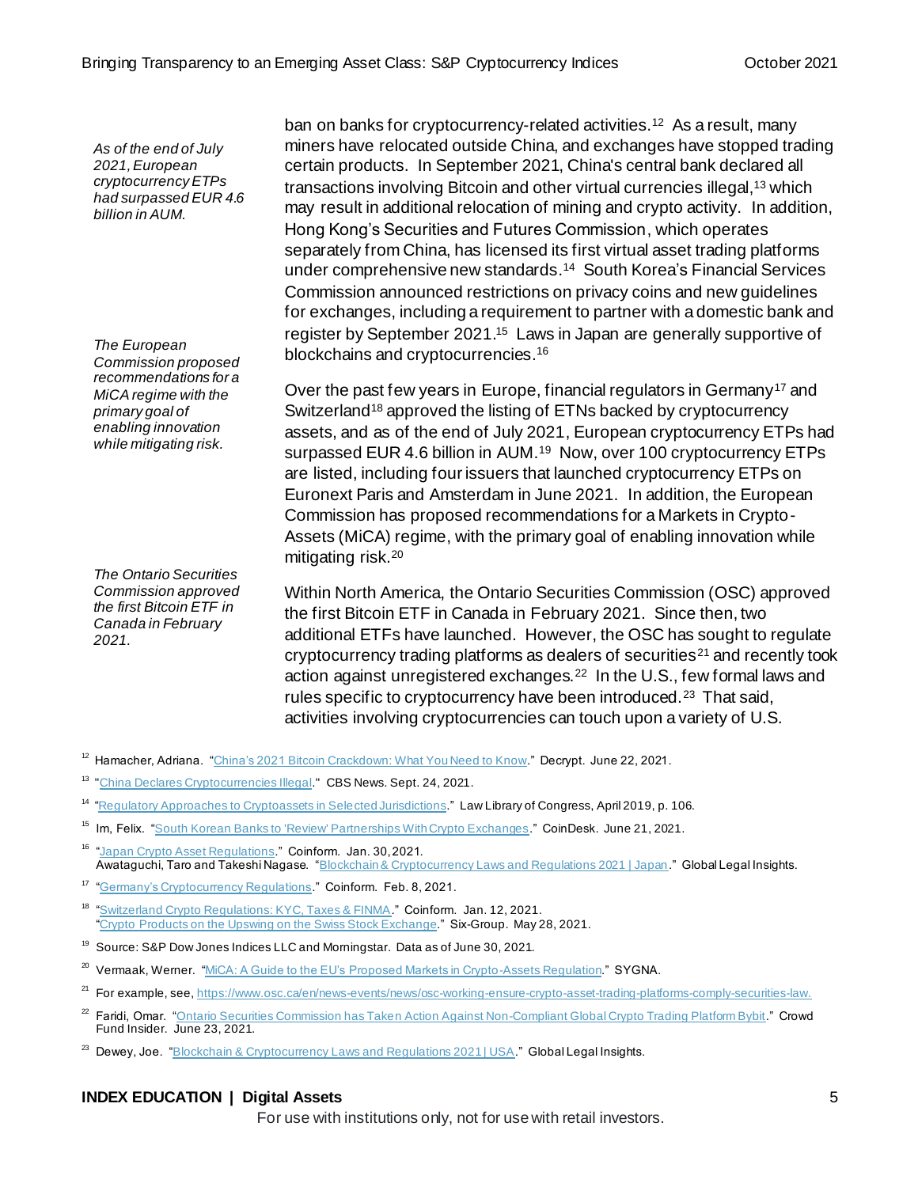*As of the end of July 2021, European cryptocurrency ETPs had surpassed EUR 4.6 billion in AUM.*

*The European Commission proposed recommendations for a MiCA regime with the primary goal of enabling innovation while mitigating risk.*

*The Ontario Securities Commission approved the first Bitcoin ETF in Canada in February 2021.*

ban on banks for cryptocurrency-related activities.[12] As a result, many miners have relocated outside China, and exchanges have stopped trading certain products. In September 2021, China's central bank declared all transactions involving Bitcoin and other virtual currencies illegal,[13] which may result in additional relocation of mining and crypto activity. In addition, Hong Kong's Securities and Futures Commission, which operates separately from China, has licensed its first virtual asset trading platforms under comprehensive new standards.[14] South Korea's Financial Services Commission announced restrictions on privacy coins and new guidelines for exchanges, including a requirement to partner with a domestic bank and register by September 2021.[15] Laws in Japan are generally supportive of blockchains and cryptocurrencies.[16]

Over the past few years in Europe, financial regulators in Germany[17] and Switzerland[18] approved the listing of ETNs backed by cryptocurrency assets, and as of the end of July 2021, European cryptocurrency ETPs had surpassed EUR 4.6 billion in AUM.[19] Now, over 100 cryptocurrency ETPs are listed, including four issuers that launched cryptocurrency ETPs on Euronext Paris and Amsterdam in June 2021. In addition, the European Commission has proposed recommendations for a Markets in Crypto-Assets (MiCA) regime, with the primary goal of enabling innovation while mitigating risk.[20]

Within North America, the Ontario Securities Commission (OSC) approved the first Bitcoin ETF in Canada in February 2021. Since then, two additional ETFs have launched. However, the OSC has sought to regulate cryptocurrency trading platforms as dealers of securities[21] and recently took action against unregistered exchanges.[22] In the U.S., few formal laws and rules specific to cryptocurrency have been introduced.[23] That said, activities involving cryptocurrencies can touch upon a variety of U.S.

---

[12] Hamacher, Adriana. "China's 2021 Bitcoin Crackdown: What You Need to Know." Decrypt. June 22, 2021.

[13] "China Declares Cryptocurrencies Illegal." CBS News. Sept. 24, 2021.

[14] "Regulatory Approaches to Cryptoassets in Selected Jurisdictions." Law Library of Congress, April 2019, p. 106.

[15] Im, Felix. "South Korean Banks to 'Review' Partnerships With Crypto Exchanges." CoinDesk. June 21, 2021.

[16] "Japan Crypto Asset Regulations." Coinform. Jan. 30, 2021.
Awataguchi, Taro and Takeshi Nagase. "Blockchain & Cryptocurrency Laws and Regulations 2021 | Japan." Global Legal Insights.

[17] "Germany's Cryptocurrency Regulations." Coinform. Feb. 8, 2021.

[18] "Switzerland Crypto Regulations: KYC, Taxes & FINMA." Coinform. Jan. 12, 2021.
"Crypto Products on the Upswing on the Swiss Stock Exchange." Six-Group. May 28, 2021.

[19] Source: S&P Dow Jones Indices LLC and Morningstar. Data as of June 30, 2021.

[20] Vermaak, Werner. "MiCA: A Guide to the EU's Proposed Markets in Crypto-Assets Regulation." SYGNA.

[21] For example, see, https://www.osc.ca/en/news-events/news/osc-working-ensure-crypto-asset-trading-platforms-comply-securities-law.

[22] Faridi, Omar. "Ontario Securities Commission has Taken Action Against Non-Compliant Global Crypto Trading Platform Bybit." Crowd Fund Insider. June 23, 2021.

[23] Dewey, Joe. "Blockchain & Cryptocurrency Laws and Regulations 2021 | USA." Global Legal Insights.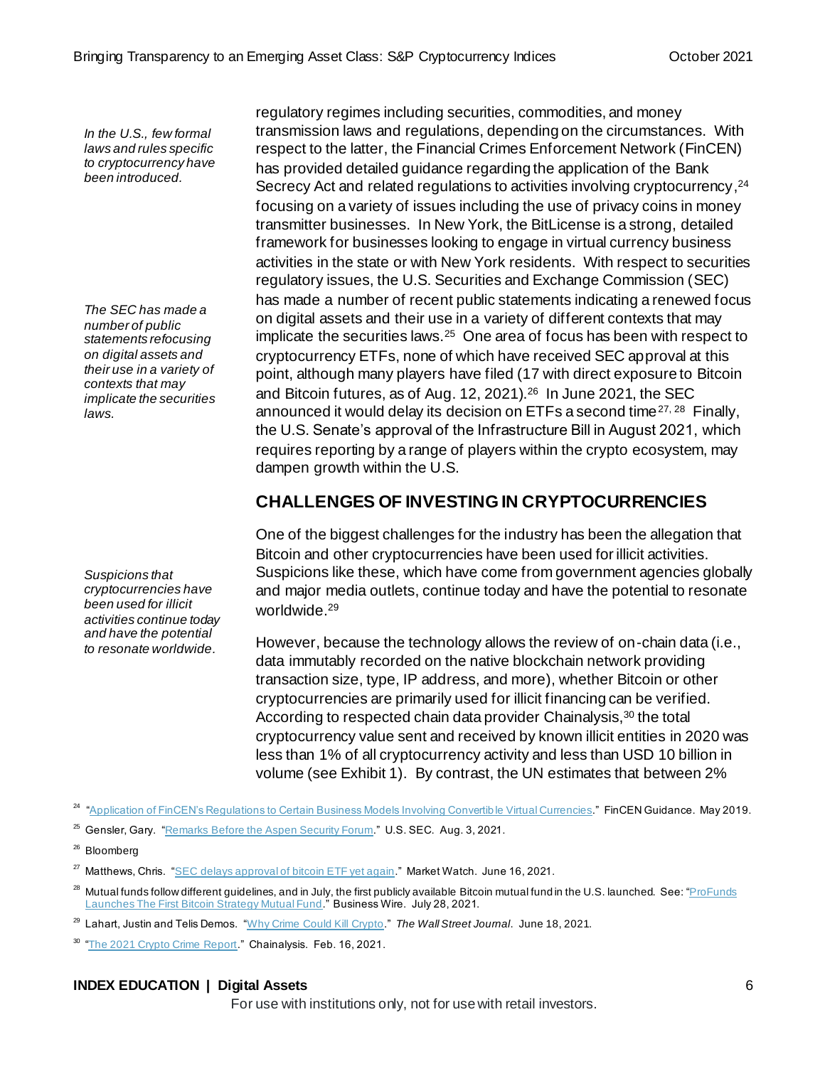*In the U.S., few formal laws and rules specific to cryptocurrency have been introduced.*

regulatory regimes including securities, commodities, and money transmission laws and regulations, depending on the circumstances. With respect to the latter, the Financial Crimes Enforcement Network (FinCEN) has provided detailed guidance regarding the application of the Bank Secrecy Act and related regulations to activities involving cryptocurrency,[24] focusing on a variety of issues including the use of privacy coins in money transmitter businesses. In New York, the BitLicense is a strong, detailed framework for businesses looking to engage in virtual currency business activities in the state or with New York residents. With respect to securities regulatory issues, the U.S. Securities and Exchange Commission (SEC) has made a number of recent public statements indicating a renewed focus on digital assets and their use in a variety of different contexts that may implicate the securities laws.[25] One area of focus has been with respect to cryptocurrency ETFs, none of which have received SEC approval at this point, although many players have filed (17 with direct exposure to Bitcoin and Bitcoin futures, as of Aug. 12, 2021).[26] In June 2021, the SEC announced it would delay its decision on ETFs a second time[27, 28] Finally, the U.S. Senate's approval of the Infrastructure Bill in August 2021, which requires reporting by a range of players within the crypto ecosystem, may dampen growth within the U.S.

*The SEC has made a number of public statements refocusing on digital assets and their use in a variety of contexts that may implicate the securities laws.*

## CHALLENGES OF INVESTING IN CRYPTOCURRENCIES

One of the biggest challenges for the industry has been the allegation that Bitcoin and other cryptocurrencies have been used for illicit activities. Suspicions like these, which have come from government agencies globally and major media outlets, continue today and have the potential to resonate worldwide.[29]

*Suspicions that cryptocurrencies have been used for illicit activities continue today and have the potential to resonate worldwide.*

However, because the technology allows the review of on-chain data (i.e., data immutably recorded on the native blockchain network providing transaction size, type, IP address, and more), whether Bitcoin or other cryptocurrencies are primarily used for illicit financing can be verified. According to respected chain data provider Chainalysis,[30] the total cryptocurrency value sent and received by known illicit entities in 2020 was less than 1% of all cryptocurrency activity and less than USD 10 billion in volume (see Exhibit 1). By contrast, the UN estimates that between 2%

---

[24] "Application of FinCEN's Regulations to Certain Business Models Involving Convertible Virtual Currencies." FinCEN Guidance. May 2019.

[25] Gensler, Gary. "Remarks Before the Aspen Security Forum." U.S. SEC. Aug. 3, 2021.

[26] Bloomberg

[27] Matthews, Chris. "SEC delays approval of bitcoin ETF yet again." Market Watch. June 16, 2021.

[28] Mutual funds follow different guidelines, and in July, the first publicly available Bitcoin mutual fund in the U.S. launched. See: "ProFunds Launches The First Bitcoin Strategy Mutual Fund." Business Wire. July 28, 2021.

[29] Lahart, Justin and Telis Demos. "Why Crime Could Kill Crypto." *The Wall Street Journal*. June 18, 2021.

[30] "The 2021 Crypto Crime Report." Chainalysis. Feb. 16, 2021.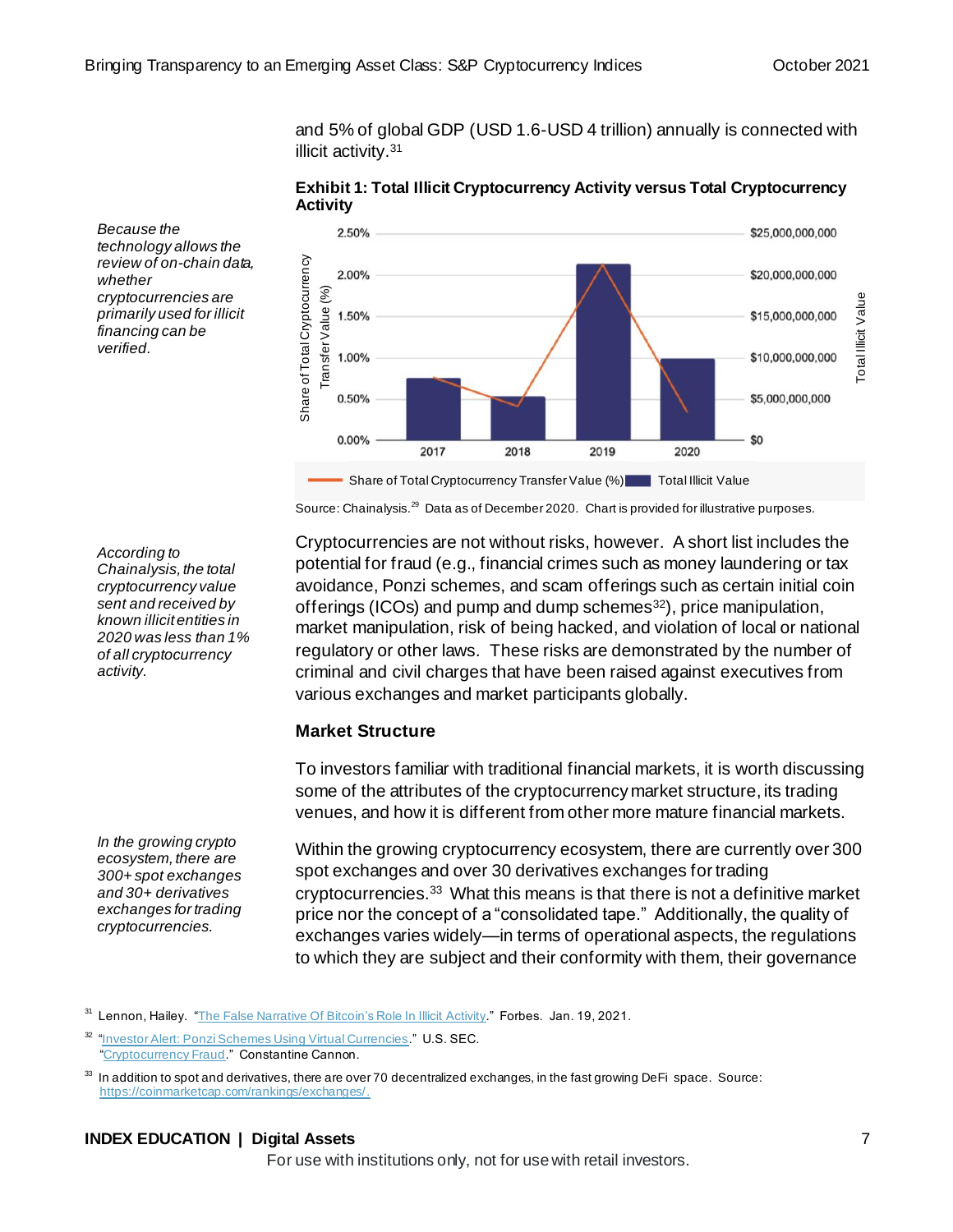and 5% of global GDP (USD 1.6-USD 4 trillion) annually is connected with illicit activity.[31]

*Because the technology allows the review of on-chain data, whether cryptocurrencies are primarily used for illicit financing can be verified.*

**Exhibit 1: Total Illicit Cryptocurrency Activity versus Total Cryptocurrency Activity**

Source: Chainalysis.[29] Data as of December 2020. Chart is provided for illustrative purposes.

*According to Chainalysis, the total cryptocurrency value sent and received by known illicit entities in 2020 was less than 1% of all cryptocurrency activity.*

Cryptocurrencies are not without risks, however. A short list includes the potential for fraud (e.g., financial crimes such as money laundering or tax avoidance, Ponzi schemes, and scam offerings such as certain initial coin offerings (ICOs) and pump and dump schemes[32]), price manipulation, market manipulation, risk of being hacked, and violation of local or national regulatory or other laws. These risks are demonstrated by the number of criminal and civil charges that have been raised against executives from various exchanges and market participants globally.

## Market Structure

To investors familiar with traditional financial markets, it is worth discussing some of the attributes of the cryptocurrency market structure, its trading venues, and how it is different from other more mature financial markets.

*In the growing crypto ecosystem, there are 300+ spot exchanges and 30+ derivatives exchanges for trading cryptocurrencies.*

Within the growing cryptocurrency ecosystem, there are currently over 300 spot exchanges and over 30 derivatives exchanges for trading cryptocurrencies.[33] What this means is that there is not a definitive market price nor the concept of a "consolidated tape." Additionally, the quality of exchanges varies widely—in terms of operational aspects, the regulations to which they are subject and their conformity with them, their governance

[31] Lennon, Hailey. "The False Narrative Of Bitcoin's Role In Illicit Activity." Forbes. Jan. 19, 2021.

[32] "Investor Alert: Ponzi Schemes Using Virtual Currencies." U.S. SEC.
"Cryptocurrency Fraud." Constantine Cannon.

[33] In addition to spot and derivatives, there are over 70 decentralized exchanges, in the fast growing DeFi space. Source: https://coinmarketcap.com/rankings/exchanges/.

**INDEX EDUCATION | Digital Assets**

For use with institutions only, not for use with retail investors.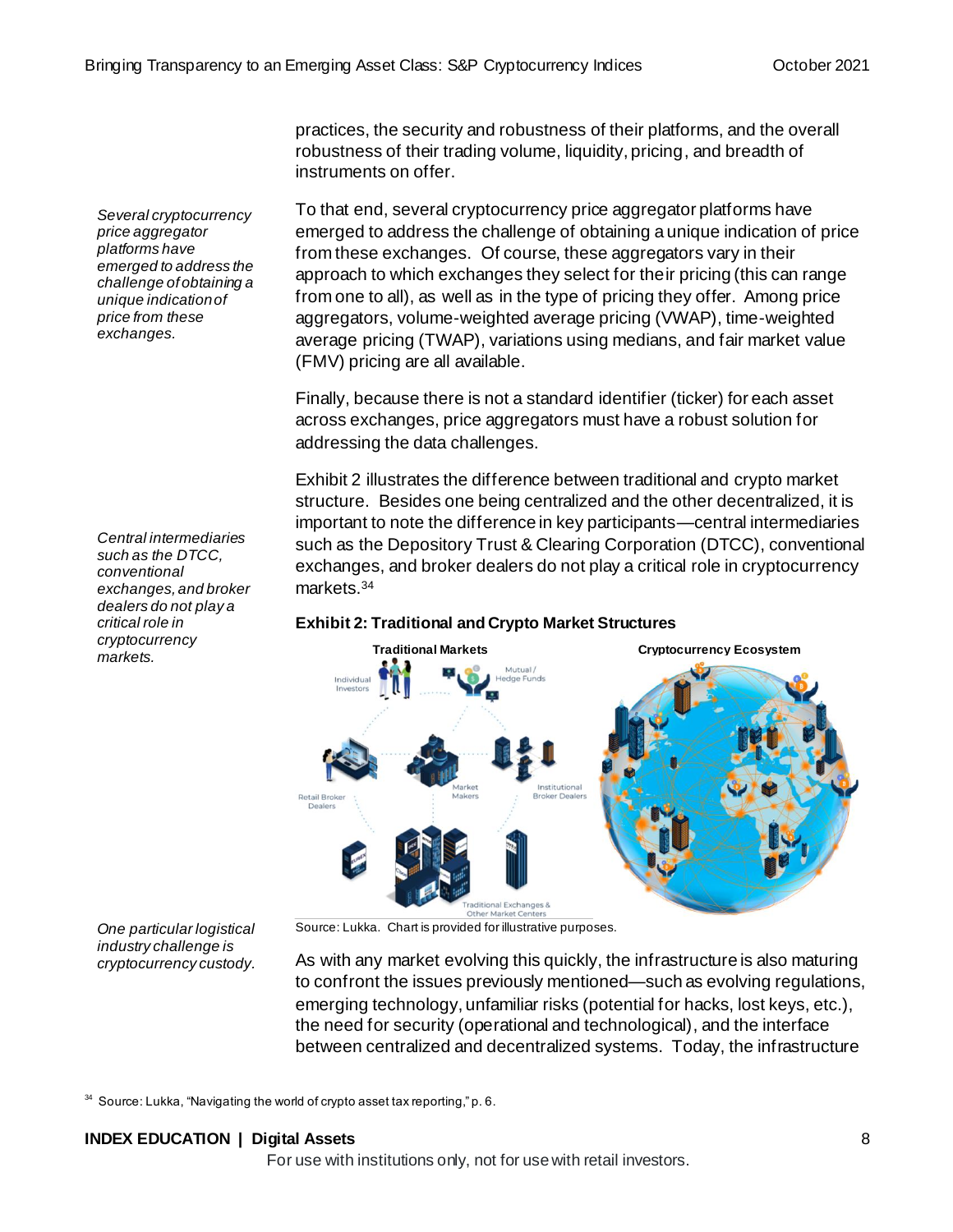practices, the security and robustness of their platforms, and the overall robustness of their trading volume, liquidity, pricing, and breadth of instruments on offer.

*Several cryptocurrency price aggregator platforms have emerged to address the challenge of obtaining a unique indication of price from these exchanges.*

To that end, several cryptocurrency price aggregator platforms have emerged to address the challenge of obtaining a unique indication of price from these exchanges. Of course, these aggregators vary in their approach to which exchanges they select for their pricing (this can range from one to all), as well as in the type of pricing they offer. Among price aggregators, volume-weighted average pricing (VWAP), time-weighted average pricing (TWAP), variations using medians, and fair market value (FMV) pricing are all available.

Finally, because there is not a standard identifier (ticker) for each asset across exchanges, price aggregators must have a robust solution for addressing the data challenges.

*Central intermediaries such as the DTCC, conventional exchanges, and broker dealers do not play a critical role in cryptocurrency markets.*

Exhibit 2 illustrates the difference between traditional and crypto market structure. Besides one being centralized and the other decentralized, it is important to note the difference in key participants—central intermediaries such as the Depository Trust & Clearing Corporation (DTCC), conventional exchanges, and broker dealers do not play a critical role in cryptocurrency markets.[34]

**Exhibit 2: Traditional and Crypto Market Structures**

**Traditional Markets** | **Cryptocurrency Ecosystem**

Individual Investors, Mutual / Hedge Funds, Retail Broker Dealers, Market Makers, Institutional Broker Dealers, Traditional Exchanges & Other Market Centers

Source: Lukka. Chart is provided for illustrative purposes.

*One particular logistical industry challenge is cryptocurrency custody.*

As with any market evolving this quickly, the infrastructure is also maturing to confront the issues previously mentioned—such as evolving regulations, emerging technology, unfamiliar risks (potential for hacks, lost keys, etc.), the need for security (operational and technological), and the interface between centralized and decentralized systems. Today, the infrastructure

[34] Source: Lukka, "Navigating the world of crypto asset tax reporting," p. 6.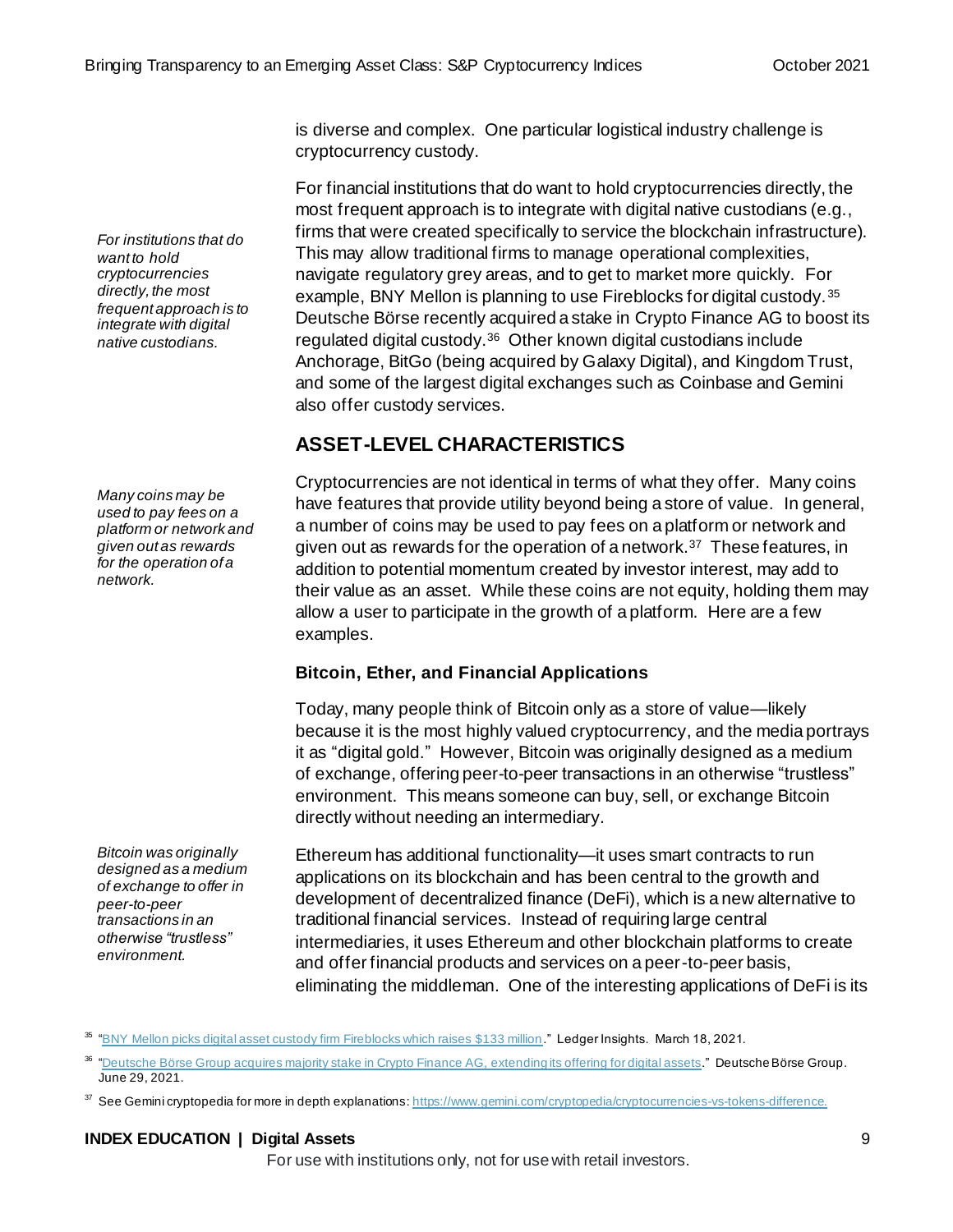is diverse and complex. One particular logistical industry challenge is cryptocurrency custody.

*For institutions that do want to hold cryptocurrencies directly, the most frequent approach is to integrate with digital native custodians.*

For financial institutions that do want to hold cryptocurrencies directly, the most frequent approach is to integrate with digital native custodians (e.g., firms that were created specifically to service the blockchain infrastructure). This may allow traditional firms to manage operational complexities, navigate regulatory grey areas, and to get to market more quickly. For example, BNY Mellon is planning to use Fireblocks for digital custody.[35] Deutsche Börse recently acquired a stake in Crypto Finance AG to boost its regulated digital custody.[36] Other known digital custodians include Anchorage, BitGo (being acquired by Galaxy Digital), and Kingdom Trust, and some of the largest digital exchanges such as Coinbase and Gemini also offer custody services.

## ASSET-LEVEL CHARACTERISTICS

*Many coins may be used to pay fees on a platform or network and given out as rewards for the operation of a network.*

Cryptocurrencies are not identical in terms of what they offer. Many coins have features that provide utility beyond being a store of value. In general, a number of coins may be used to pay fees on a platform or network and given out as rewards for the operation of a network.[37] These features, in addition to potential momentum created by investor interest, may add to their value as an asset. While these coins are not equity, holding them may allow a user to participate in the growth of a platform. Here are a few examples.

### Bitcoin, Ether, and Financial Applications

Today, many people think of Bitcoin only as a store of value—likely because it is the most highly valued cryptocurrency, and the media portrays it as "digital gold." However, Bitcoin was originally designed as a medium of exchange, offering peer-to-peer transactions in an otherwise "trustless" environment. This means someone can buy, sell, or exchange Bitcoin directly without needing an intermediary.

*Bitcoin was originally designed as a medium of exchange to offer in peer-to-peer transactions in an otherwise "trustless" environment.*

Ethereum has additional functionality—it uses smart contracts to run applications on its blockchain and has been central to the growth and development of decentralized finance (DeFi), which is a new alternative to traditional financial services. Instead of requiring large central intermediaries, it uses Ethereum and other blockchain platforms to create and offer financial products and services on a peer-to-peer basis, eliminating the middleman. One of the interesting applications of DeFi is its

[35] "BNY Mellon picks digital asset custody firm Fireblocks which raises $133 million." Ledger Insights. March 18, 2021.

[36] "Deutsche Börse Group acquires majority stake in Crypto Finance AG, extending its offering for digital assets." Deutsche Börse Group. June 29, 2021.

[37] See Gemini cryptopedia for more in depth explanations: https://www.gemini.com/cryptopedia/cryptocurrencies-vs-tokens-difference.

For use with institutions only, not for use with retail investors.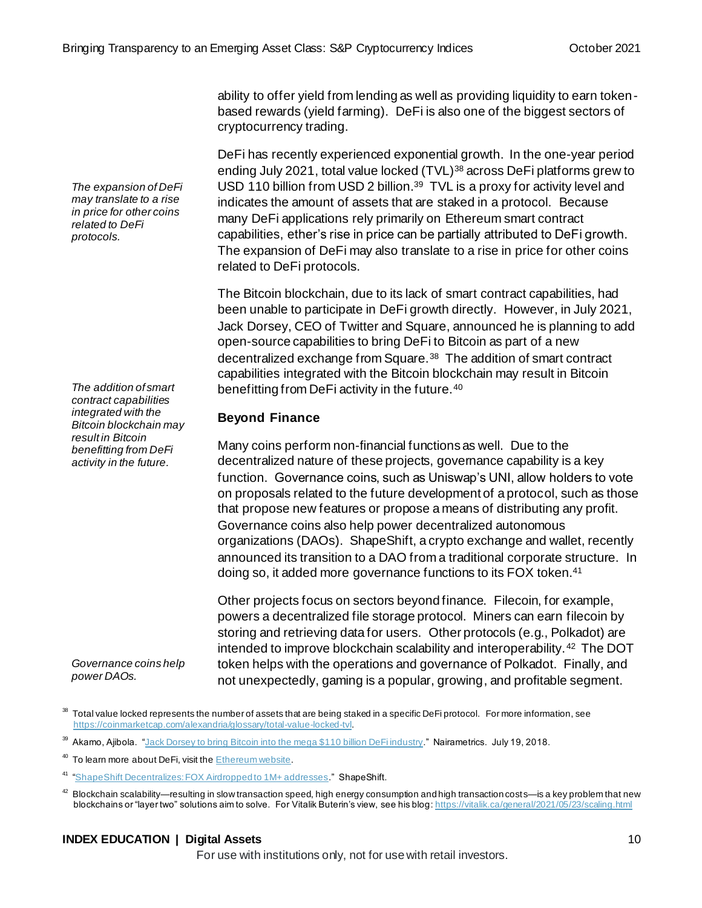ability to offer yield from lending as well as providing liquidity to earn token-based rewards (yield farming). DeFi is also one of the biggest sectors of cryptocurrency trading.

*The expansion of DeFi may translate to a rise in price for other coins related to DeFi protocols.*

DeFi has recently experienced exponential growth. In the one-year period ending July 2021, total value locked (TVL)[38] across DeFi platforms grew to USD 110 billion from USD 2 billion.[39] TVL is a proxy for activity level and indicates the amount of assets that are staked in a protocol. Because many DeFi applications rely primarily on Ethereum smart contract capabilities, ether's rise in price can be partially attributed to DeFi growth. The expansion of DeFi may also translate to a rise in price for other coins related to DeFi protocols.

*The addition of smart contract capabilities integrated with the Bitcoin blockchain may result in Bitcoin benefitting from DeFi activity in the future.*

The Bitcoin blockchain, due to its lack of smart contract capabilities, had been unable to participate in DeFi growth directly. However, in July 2021, Jack Dorsey, CEO of Twitter and Square, announced he is planning to add open-source capabilities to bring DeFi to Bitcoin as part of a new decentralized exchange from Square.[38] The addition of smart contract capabilities integrated with the Bitcoin blockchain may result in Bitcoin benefitting from DeFi activity in the future.[40]

### Beyond Finance

Many coins perform non-financial functions as well. Due to the decentralized nature of these projects, governance capability is a key function. Governance coins, such as Uniswap's UNI, allow holders to vote on proposals related to the future development of a protocol, such as those that propose new features or propose a means of distributing any profit. Governance coins also help power decentralized autonomous organizations (DAOs). ShapeShift, a crypto exchange and wallet, recently announced its transition to a DAO from a traditional corporate structure. In doing so, it added more governance functions to its FOX token.[41]

*Governance coins help power DAOs.*

Other projects focus on sectors beyond finance. Filecoin, for example, powers a decentralized file storage protocol. Miners can earn filecoin by storing and retrieving data for users. Other protocols (e.g., Polkadot) are intended to improve blockchain scalability and interoperability.[42] The DOT token helps with the operations and governance of Polkadot. Finally, and not unexpectedly, gaming is a popular, growing, and profitable segment.

---

[38] Total value locked represents the number of assets that are being staked in a specific DeFi protocol. For more information, see https://coinmarketcap.com/alexandria/glossary/total-value-locked-tvl.

[39] Akamo, Ajibola. "Jack Dorsey to bring Bitcoin into the mega $110 billion DeFi industry." Nairametrics. July 19, 2018.

[40] To learn more about DeFi, visit the Ethereum website.

[41] "ShapeShift Decentralizes: FOX Airdropped to 1M+ addresses." ShapeShift.

[42] Blockchain scalability—resulting in slow transaction speed, high energy consumption and high transaction costs—is a key problem that new blockchains or "layer two" solutions aim to solve. For Vitalik Buterin's view, see his blog: https://vitalik.ca/general/2021/05/23/scaling.html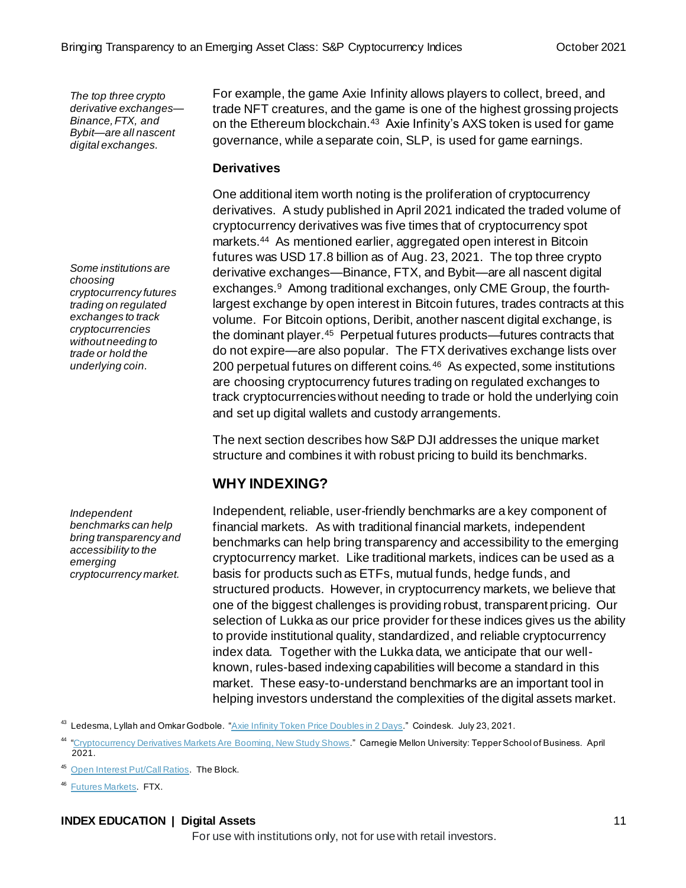*The top three crypto derivative exchanges—Binance, FTX, and Bybit—are all nascent digital exchanges.*

For example, the game Axie Infinity allows players to collect, breed, and trade NFT creatures, and the game is one of the highest grossing projects on the Ethereum blockchain.[43] Axie Infinity's AXS token is used for game governance, while a separate coin, SLP, is used for game earnings.

### Derivatives

*Some institutions are choosing cryptocurrency futures trading on regulated exchanges to track cryptocurrencies without needing to trade or hold the underlying coin.*

One additional item worth noting is the proliferation of cryptocurrency derivatives. A study published in April 2021 indicated the traded volume of cryptocurrency derivatives was five times that of cryptocurrency spot markets.[44] As mentioned earlier, aggregated open interest in Bitcoin futures was USD 17.8 billion as of Aug. 23, 2021. The top three crypto derivative exchanges—Binance, FTX, and Bybit—are all nascent digital exchanges.[9] Among traditional exchanges, only CME Group, the fourth-largest exchange by open interest in Bitcoin futures, trades contracts at this volume. For Bitcoin options, Deribit, another nascent digital exchange, is the dominant player.[45] Perpetual futures products—futures contracts that do not expire—are also popular. The FTX derivatives exchange lists over 200 perpetual futures on different coins.[46] As expected, some institutions are choosing cryptocurrency futures trading on regulated exchanges to track cryptocurrencies without needing to trade or hold the underlying coin and set up digital wallets and custody arrangements.

The next section describes how S&P DJI addresses the unique market structure and combines it with robust pricing to build its benchmarks.

## WHY INDEXING?

*Independent benchmarks can help bring transparency and accessibility to the emerging cryptocurrency market.*

Independent, reliable, user-friendly benchmarks are a key component of financial markets. As with traditional financial markets, independent benchmarks can help bring transparency and accessibility to the emerging cryptocurrency market. Like traditional markets, indices can be used as a basis for products such as ETFs, mutual funds, hedge funds, and structured products. However, in cryptocurrency markets, we believe that one of the biggest challenges is providing robust, transparent pricing. Our selection of Lukka as our price provider for these indices gives us the ability to provide institutional quality, standardized, and reliable cryptocurrency index data. Together with the Lukka data, we anticipate that our well-known, rules-based indexing capabilities will become a standard in this market. These easy-to-understand benchmarks are an important tool in helping investors understand the complexities of the digital assets market.

[43] Ledesma, Lyllah and Omkar Godbole. "Axie Infinity Token Price Doubles in 2 Days." Coindesk. July 23, 2021.

[44] "Cryptocurrency Derivatives Markets Are Booming, New Study Shows." Carnegie Mellon University: Tepper School of Business. April 2021.

[45] Open Interest Put/Call Ratios. The Block.

[46] Futures Markets. FTX.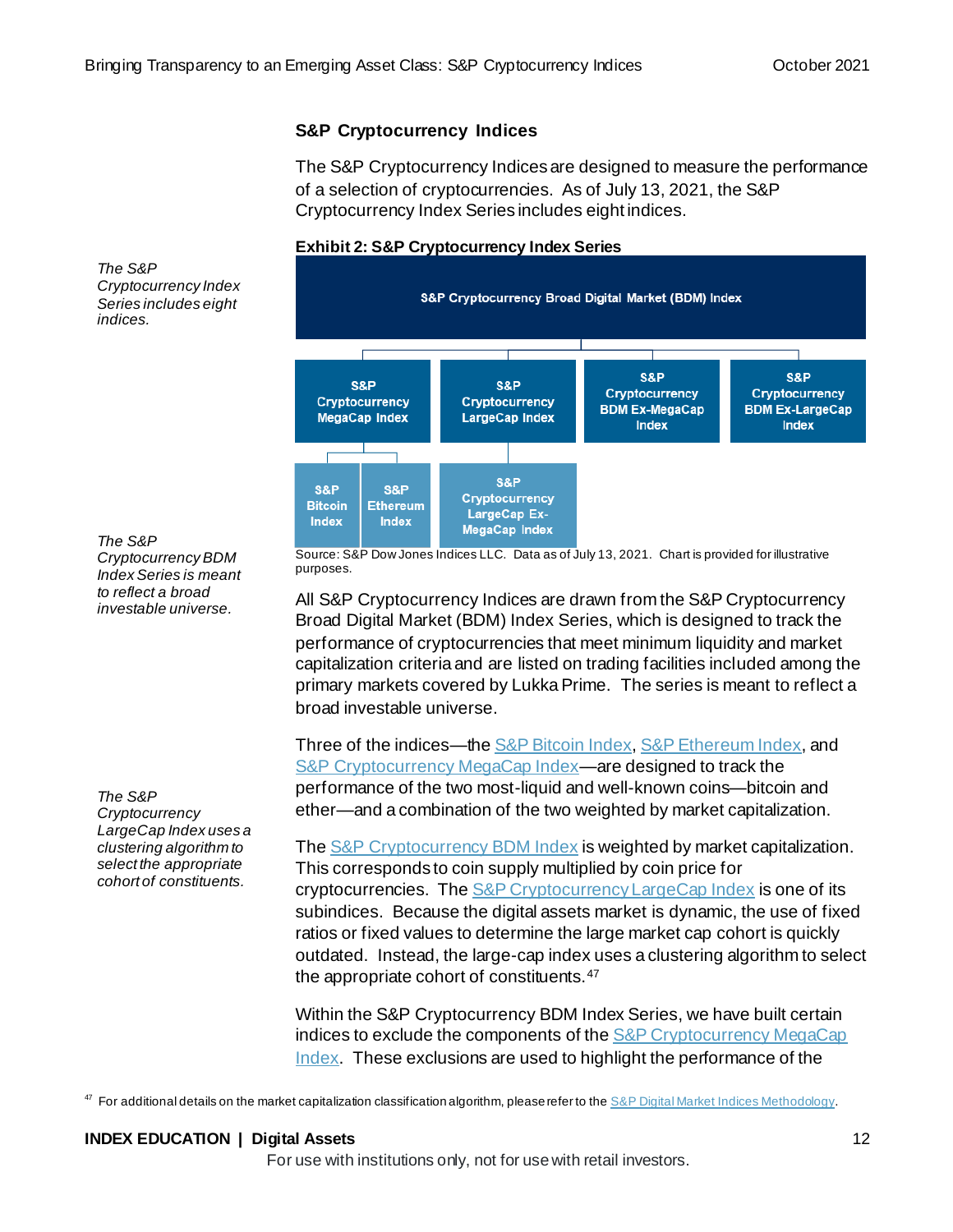### S&P Cryptocurrency Indices

The S&P Cryptocurrency Indices are designed to measure the performance of a selection of cryptocurrencies. As of July 13, 2021, the S&P Cryptocurrency Index Series includes eight indices.

*The S&P Cryptocurrency Index Series includes eight indices.*

**Exhibit 2: S&P Cryptocurrency Index Series**

- S&P Cryptocurrency Broad Digital Market (BDM) Index
  - S&P Cryptocurrency MegaCap Index
    - S&P Bitcoin Index
    - S&P Ethereum Index
  - S&P Cryptocurrency LargeCap Index
    - S&P Cryptocurrency LargeCap Ex-MegaCap Index
  - S&P Cryptocurrency BDM Ex-MegaCap Index
  - S&P Cryptocurrency BDM Ex-LargeCap Index

Source: S&P Dow Jones Indices LLC. Data as of July 13, 2021. Chart is provided for illustrative purposes.

*The S&P Cryptocurrency BDM Index Series is meant to reflect a broad investable universe.*

All S&P Cryptocurrency Indices are drawn from the S&P Cryptocurrency Broad Digital Market (BDM) Index Series, which is designed to track the performance of cryptocurrencies that meet minimum liquidity and market capitalization criteria and are listed on trading facilities included among the primary markets covered by Lukka Prime. The series is meant to reflect a broad investable universe.

Three of the indices—the S&P Bitcoin Index, S&P Ethereum Index, and S&P Cryptocurrency MegaCap Index—are designed to track the performance of the two most-liquid and well-known coins—bitcoin and ether—and a combination of the two weighted by market capitalization.

*The S&P Cryptocurrency LargeCap Index uses a clustering algorithm to select the appropriate cohort of constituents.*

The S&P Cryptocurrency BDM Index is weighted by market capitalization. This corresponds to coin supply multiplied by coin price for cryptocurrencies. The S&P Cryptocurrency LargeCap Index is one of its subindices. Because the digital assets market is dynamic, the use of fixed ratios or fixed values to determine the large market cap cohort is quickly outdated. Instead, the large-cap index uses a clustering algorithm to select the appropriate cohort of constituents.[47]

Within the S&P Cryptocurrency BDM Index Series, we have built certain indices to exclude the components of the S&P Cryptocurrency MegaCap Index. These exclusions are used to highlight the performance of the

[47] For additional details on the market capitalization classification algorithm, please refer to the S&P Digital Market Indices Methodology.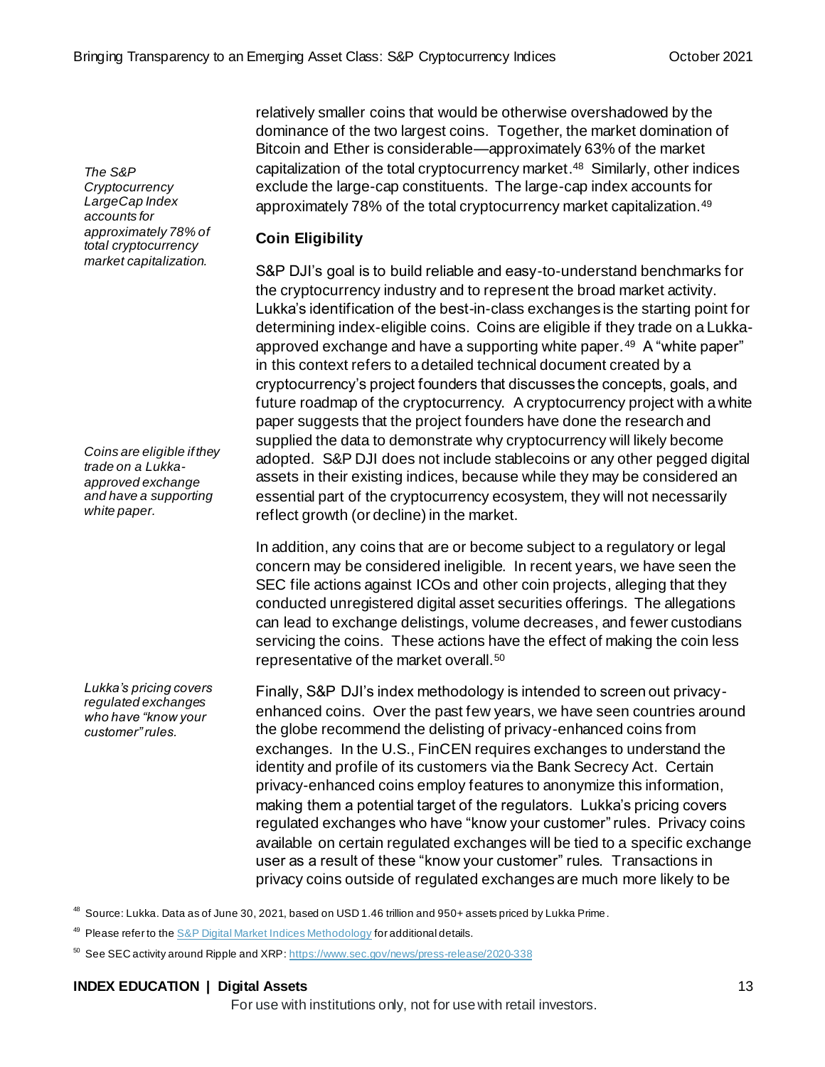relatively smaller coins that would be otherwise overshadowed by the dominance of the two largest coins. Together, the market domination of Bitcoin and Ether is considerable—approximately 63% of the market capitalization of the total cryptocurrency market.[48] Similarly, other indices exclude the large-cap constituents. The large-cap index accounts for approximately 78% of the total cryptocurrency market capitalization.[49]

*The S&P Cryptocurrency LargeCap Index accounts for approximately 78% of total cryptocurrency market capitalization.*

### Coin Eligibility

S&P DJI's goal is to build reliable and easy-to-understand benchmarks for the cryptocurrency industry and to represent the broad market activity. Lukka's identification of the best-in-class exchanges is the starting point for determining index-eligible coins. Coins are eligible if they trade on a Lukka-approved exchange and have a supporting white paper.[49] A "white paper" in this context refers to a detailed technical document created by a cryptocurrency's project founders that discusses the concepts, goals, and future roadmap of the cryptocurrency. A cryptocurrency project with a white paper suggests that the project founders have done the research and supplied the data to demonstrate why cryptocurrency will likely become adopted. S&P DJI does not include stablecoins or any other pegged digital assets in their existing indices, because while they may be considered an essential part of the cryptocurrency ecosystem, they will not necessarily reflect growth (or decline) in the market.

*Coins are eligible if they trade on a Lukka-approved exchange and have a supporting white paper.*

In addition, any coins that are or become subject to a regulatory or legal concern may be considered ineligible. In recent years, we have seen the SEC file actions against ICOs and other coin projects, alleging that they conducted unregistered digital asset securities offerings. The allegations can lead to exchange delistings, volume decreases, and fewer custodians servicing the coins. These actions have the effect of making the coin less representative of the market overall.[50]

*Lukka's pricing covers regulated exchanges who have "know your customer" rules.*

Finally, S&P DJI's index methodology is intended to screen out privacy-enhanced coins. Over the past few years, we have seen countries around the globe recommend the delisting of privacy-enhanced coins from exchanges. In the U.S., FinCEN requires exchanges to understand the identity and profile of its customers via the Bank Secrecy Act. Certain privacy-enhanced coins employ features to anonymize this information, making them a potential target of the regulators. Lukka's pricing covers regulated exchanges who have "know your customer" rules. Privacy coins available on certain regulated exchanges will be tied to a specific exchange user as a result of these "know your customer" rules. Transactions in privacy coins outside of regulated exchanges are much more likely to be

[48] Source: Lukka. Data as of June 30, 2021, based on USD 1.46 trillion and 950+ assets priced by Lukka Prime.

[49] Please refer to the [S&P Digital Market Indices Methodology](S&P Digital Market Indices Methodology) for additional details.

[50] See SEC activity around Ripple and XRP: https://www.sec.gov/news/press-release/2020-338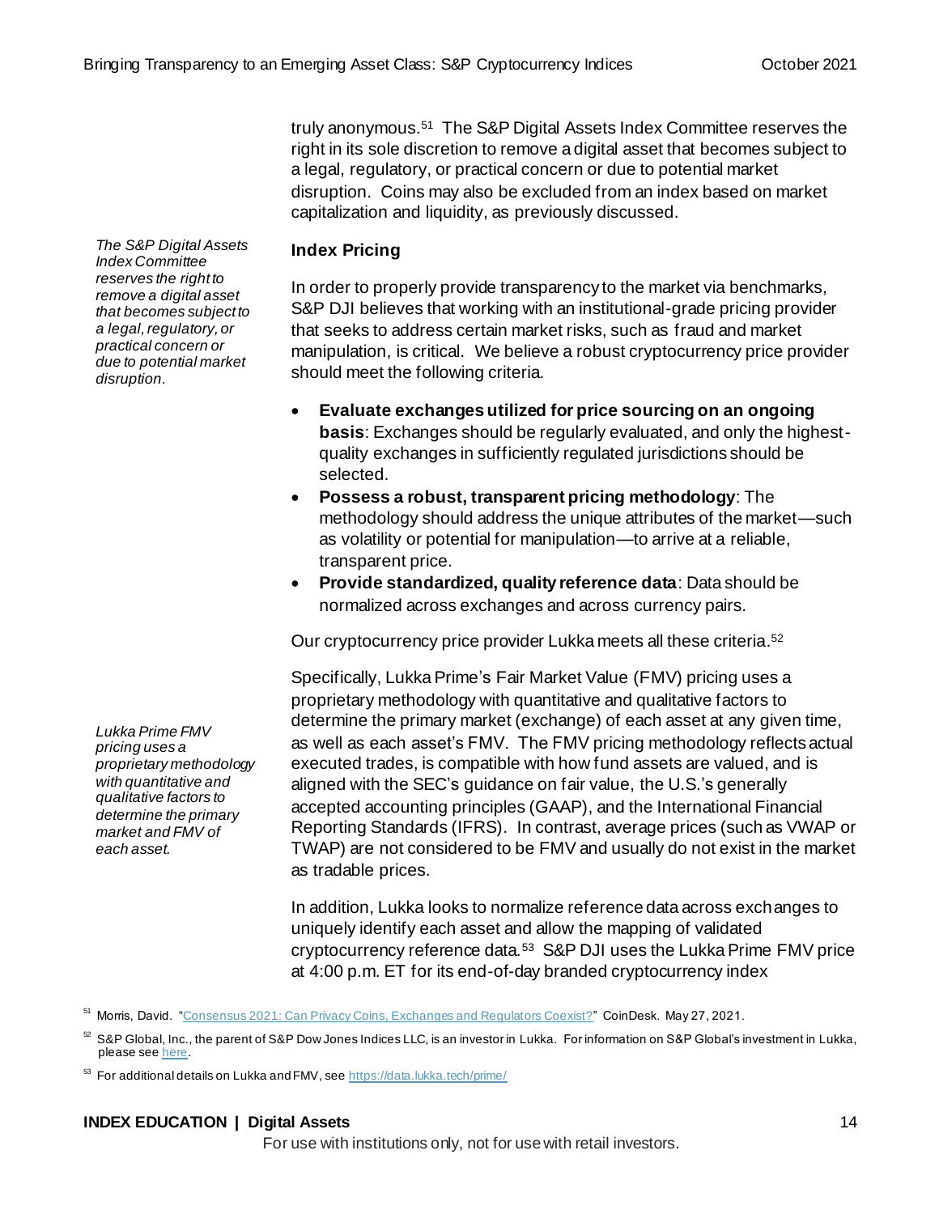truly anonymous.[51] The S&P Digital Assets Index Committee reserves the right in its sole discretion to remove a digital asset that becomes subject to a legal, regulatory, or practical concern or due to potential market disruption. Coins may also be excluded from an index based on market capitalization and liquidity, as previously discussed.

*The S&P Digital Assets Index Committee reserves the right to remove a digital asset that becomes subject to a legal, regulatory, or practical concern or due to potential market disruption.*

### Index Pricing

In order to properly provide transparency to the market via benchmarks, S&P DJI believes that working with an institutional-grade pricing provider that seeks to address certain market risks, such as fraud and market manipulation, is critical. We believe a robust cryptocurrency price provider should meet the following criteria.

- **Evaluate exchanges utilized for price sourcing on an ongoing basis**: Exchanges should be regularly evaluated, and only the highest-quality exchanges in sufficiently regulated jurisdictions should be selected.
- **Possess a robust, transparent pricing methodology**: The methodology should address the unique attributes of the market—such as volatility or potential for manipulation—to arrive at a reliable, transparent price.
- **Provide standardized, quality reference data**: Data should be normalized across exchanges and across currency pairs.

Our cryptocurrency price provider Lukka meets all these criteria.[52]

*Lukka Prime FMV pricing uses a proprietary methodology with quantitative and qualitative factors to determine the primary market and FMV of each asset.*

Specifically, Lukka Prime's Fair Market Value (FMV) pricing uses a proprietary methodology with quantitative and qualitative factors to determine the primary market (exchange) of each asset at any given time, as well as each asset's FMV. The FMV pricing methodology reflects actual executed trades, is compatible with how fund assets are valued, and is aligned with the SEC's guidance on fair value, the U.S.'s generally accepted accounting principles (GAAP), and the International Financial Reporting Standards (IFRS). In contrast, average prices (such as VWAP or TWAP) are not considered to be FMV and usually do not exist in the market as tradable prices.

In addition, Lukka looks to normalize reference data across exchanges to uniquely identify each asset and allow the mapping of validated cryptocurrency reference data.[53] S&P DJI uses the Lukka Prime FMV price at 4:00 p.m. ET for its end-of-day branded cryptocurrency index

[51] Morris, David. "Consensus 2021: Can Privacy Coins, Exchanges and Regulators Coexist?" CoinDesk. May 27, 2021.

[52] S&P Global, Inc., the parent of S&P Dow Jones Indices LLC, is an investor in Lukka. For information on S&P Global's investment in Lukka, please see here.

[53] For additional details on Lukka and FMV, see https://data.lukka.tech/prime/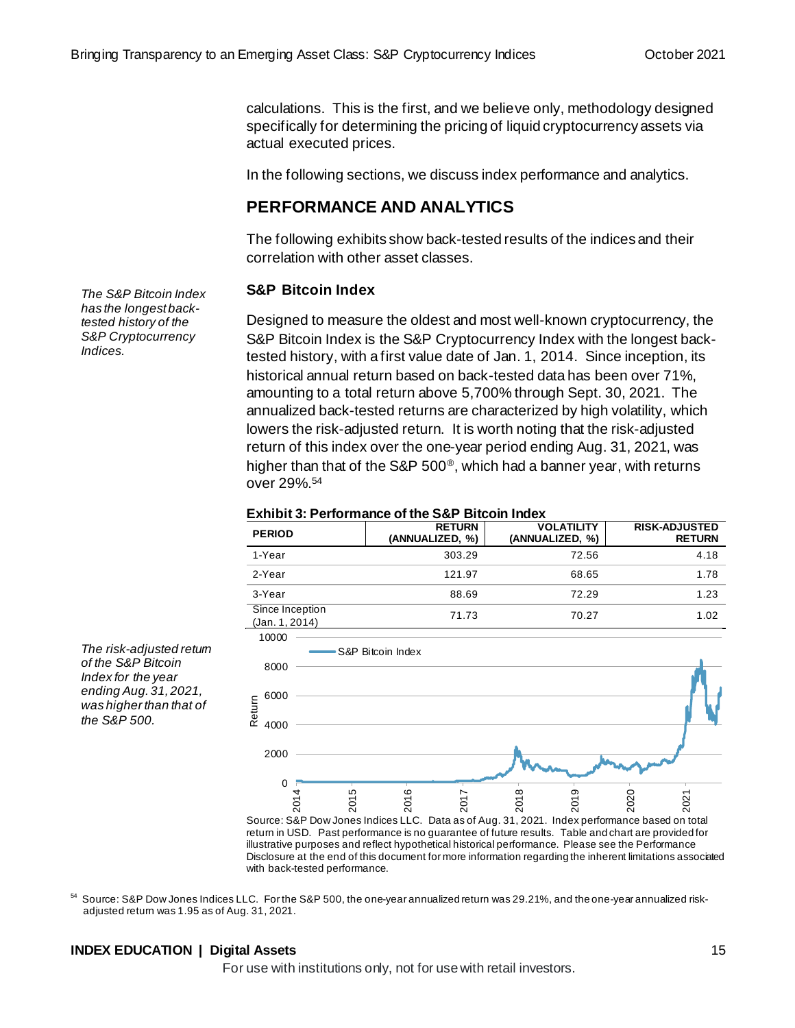calculations. This is the first, and we believe only, methodology designed specifically for determining the pricing of liquid cryptocurrency assets via actual executed prices.

In the following sections, we discuss index performance and analytics.

## PERFORMANCE AND ANALYTICS

The following exhibits show back-tested results of the indices and their correlation with other asset classes.

*The S&P Bitcoin Index has the longest back-tested history of the S&P Cryptocurrency Indices.*

### S&P Bitcoin Index

Designed to measure the oldest and most well-known cryptocurrency, the S&P Bitcoin Index is the S&P Cryptocurrency Index with the longest back-tested history, with a first value date of Jan. 1, 2014. Since inception, its historical annual return based on back-tested data has been over 71%, amounting to a total return above 5,700% through Sept. 30, 2021. The annualized back-tested returns are characterized by high volatility, which lowers the risk-adjusted return. It is worth noting that the risk-adjusted return of this index over the one-year period ending Aug. 31, 2021, was higher than that of the S&P 500®, which had a banner year, with returns over 29%.[54]

*The risk-adjusted return of the S&P Bitcoin Index for the year ending Aug. 31, 2021, was higher than that of the S&P 500.*

**Exhibit 3: Performance of the S&P Bitcoin Index**

| PERIOD | RETURN (ANNUALIZED, %) | VOLATILITY (ANNUALIZED, %) | RISK-ADJUSTED RETURN |
|---|---|---|---|
| 1-Year | 303.29 | 72.56 | 4.18 |
| 2-Year | 121.97 | 68.65 | 1.78 |
| 3-Year | 88.69 | 72.29 | 1.23 |
| Since Inception (Jan. 1, 2014) | 71.73 | 70.27 | 1.02 |

Source: S&P Dow Jones Indices LLC. Data as of Aug. 31, 2021. Index performance based on total return in USD. Past performance is no guarantee of future results. Table and chart are provided for illustrative purposes and reflect hypothetical historical performance. Please see the Performance Disclosure at the end of this document for more information regarding the inherent limitations associated with back-tested performance.

[54] Source: S&P Dow Jones Indices LLC. For the S&P 500, the one-year annualized return was 29.21%, and the one-year annualized risk-adjusted return was 1.95 as of Aug. 31, 2021.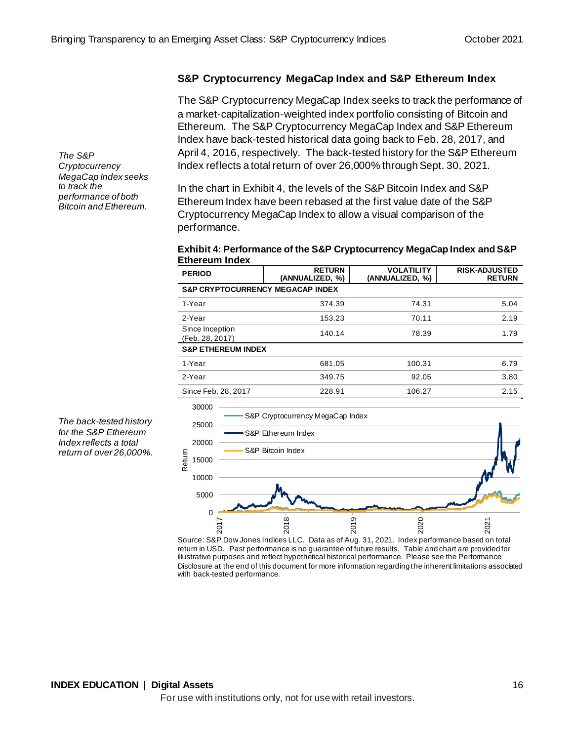### S&P Cryptocurrency MegaCap Index and S&P Ethereum Index

*The S&P Cryptocurrency MegaCap Index seeks to track the performance of both Bitcoin and Ethereum.*

The S&P Cryptocurrency MegaCap Index seeks to track the performance of a market-capitalization-weighted index portfolio consisting of Bitcoin and Ethereum. The S&P Cryptocurrency MegaCap Index and S&P Ethereum Index have back-tested historical data going back to Feb. 28, 2017, and April 4, 2016, respectively. The back-tested history for the S&P Ethereum Index reflects a total return of over 26,000% through Sept. 30, 2021.

In the chart in Exhibit 4, the levels of the S&P Bitcoin Index and S&P Ethereum Index have been rebased at the first value date of the S&P Cryptocurrency MegaCap Index to allow a visual comparison of the performance.

*The back-tested history for the S&P Ethereum Index reflects a total return of over 26,000%.*

**Exhibit 4: Performance of the S&P Cryptocurrency MegaCap Index and S&P Ethereum Index**

| PERIOD | RETURN (ANNUALIZED, %) | VOLATILITY (ANNUALIZED, %) | RISK-ADJUSTED RETURN |
|---|---|---|---|
| **S&P CRYPTOCURRENCY MEGACAP INDEX** | | | |
| 1-Year | 374.39 | 74.31 | 5.04 |
| 2-Year | 153.23 | 70.11 | 2.19 |
| Since Inception (Feb. 28, 2017) | 140.14 | 78.39 | 1.79 |
| **S&P ETHEREUM INDEX** | | | |
| 1-Year | 681.05 | 100.31 | 6.79 |
| 2-Year | 349.75 | 92.05 | 3.80 |
| Since Feb. 28, 2017 | 228.91 | 106.27 | 2.15 |

Source: S&P Dow Jones Indices LLC. Data as of Aug. 31, 2021. Index performance based on total return in USD. Past performance is no guarantee of future results. Table and chart are provided for illustrative purposes and reflect hypothetical historical performance. Please see the Performance Disclosure at the end of this document for more information regarding the inherent limitations associated with back-tested performance.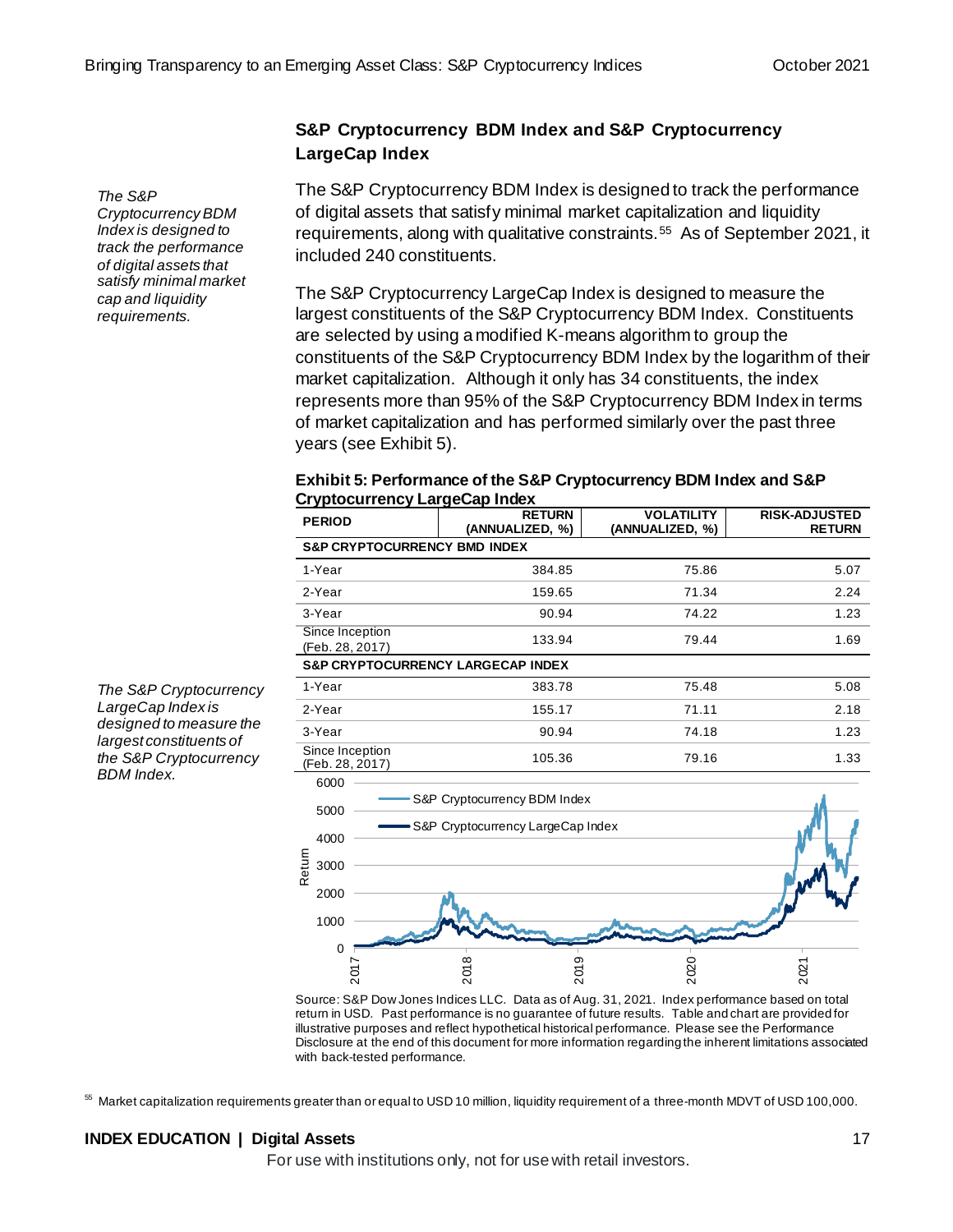## S&P Cryptocurrency BDM Index and S&P Cryptocurrency LargeCap Index

*The S&P Cryptocurrency BDM Index is designed to track the performance of digital assets that satisfy minimal market cap and liquidity requirements.*

The S&P Cryptocurrency BDM Index is designed to track the performance of digital assets that satisfy minimal market capitalization and liquidity requirements, along with qualitative constraints.[55] As of September 2021, it included 240 constituents.

The S&P Cryptocurrency LargeCap Index is designed to measure the largest constituents of the S&P Cryptocurrency BDM Index. Constituents are selected by using a modified K-means algorithm to group the constituents of the S&P Cryptocurrency BDM Index by the logarithm of their market capitalization. Although it only has 34 constituents, the index represents more than 95% of the S&P Cryptocurrency BDM Index in terms of market capitalization and has performed similarly over the past three years (see Exhibit 5).

*The S&P Cryptocurrency LargeCap Index is designed to measure the largest constituents of the S&P Cryptocurrency BDM Index.*

**Exhibit 5: Performance of the S&P Cryptocurrency BDM Index and S&P Cryptocurrency LargeCap Index**

| PERIOD | RETURN (ANNUALIZED, %) | VOLATILITY (ANNUALIZED, %) | RISK-ADJUSTED RETURN |
|---|---|---|---|
| **S&P CRYPTOCURRENCY BMD INDEX** | | | |
| 1-Year | 384.85 | 75.86 | 5.07 |
| 2-Year | 159.65 | 71.34 | 2.24 |
| 3-Year | 90.94 | 74.22 | 1.23 |
| Since Inception (Feb. 28, 2017) | 133.94 | 79.44 | 1.69 |
| **S&P CRYPTOCURRENCY LARGECAP INDEX** | | | |
| 1-Year | 383.78 | 75.48 | 5.08 |
| 2-Year | 155.17 | 71.11 | 2.18 |
| 3-Year | 90.94 | 74.18 | 1.23 |
| Since Inception (Feb. 28, 2017) | 105.36 | 79.16 | 1.33 |

Source: S&P Dow Jones Indices LLC. Data as of Aug. 31, 2021. Index performance based on total return in USD. Past performance is no guarantee of future results. Table and chart are provided for illustrative purposes and reflect hypothetical historical performance. Please see the Performance Disclosure at the end of this document for more information regarding the inherent limitations associated with back-tested performance.

[55] Market capitalization requirements greater than or equal to USD 10 million, liquidity requirement of a three-month MDVT of USD 100,000.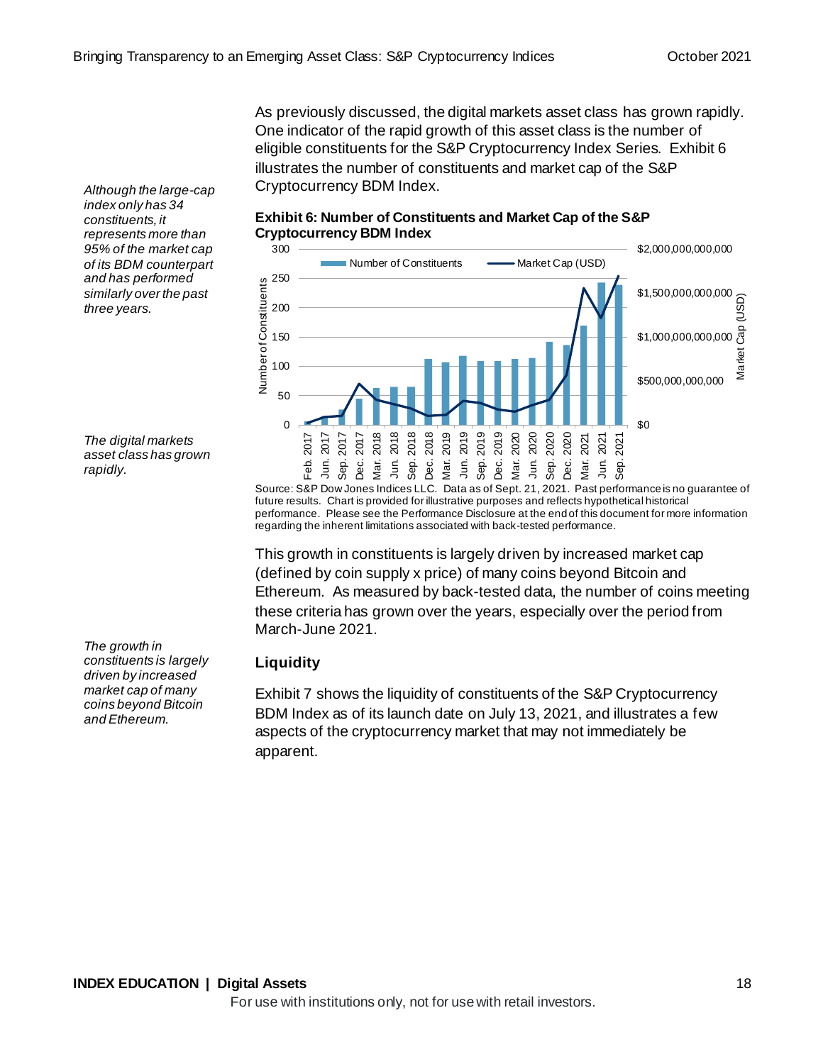*Although the large-cap index only has 34 constituents, it represents more than 95% of the market cap of its BDM counterpart and has performed similarly over the past three years.*

As previously discussed, the digital markets asset class has grown rapidly. One indicator of the rapid growth of this asset class is the number of eligible constituents for the S&P Cryptocurrency Index Series. Exhibit 6 illustrates the number of constituents and market cap of the S&P Cryptocurrency BDM Index.

**Exhibit 6: Number of Constituents and Market Cap of the S&P Cryptocurrency BDM Index**

Source: S&P Dow Jones Indices LLC. Data as of Sept. 21, 2021. Past performance is no guarantee of future results. Chart is provided for illustrative purposes and reflects hypothetical historical performance. Please see the Performance Disclosure at the end of this document for more information regarding the inherent limitations associated with back-tested performance.

*The digital markets asset class has grown rapidly.*

This growth in constituents is largely driven by increased market cap (defined by coin supply x price) of many coins beyond Bitcoin and Ethereum. As measured by back-tested data, the number of coins meeting these criteria has grown over the years, especially over the period from March-June 2021.

*The growth in constituents is largely driven by increased market cap of many coins beyond Bitcoin and Ethereum.*

## Liquidity

Exhibit 7 shows the liquidity of constituents of the S&P Cryptocurrency BDM Index as of its launch date on July 13, 2021, and illustrates a few aspects of the cryptocurrency market that may not immediately be apparent.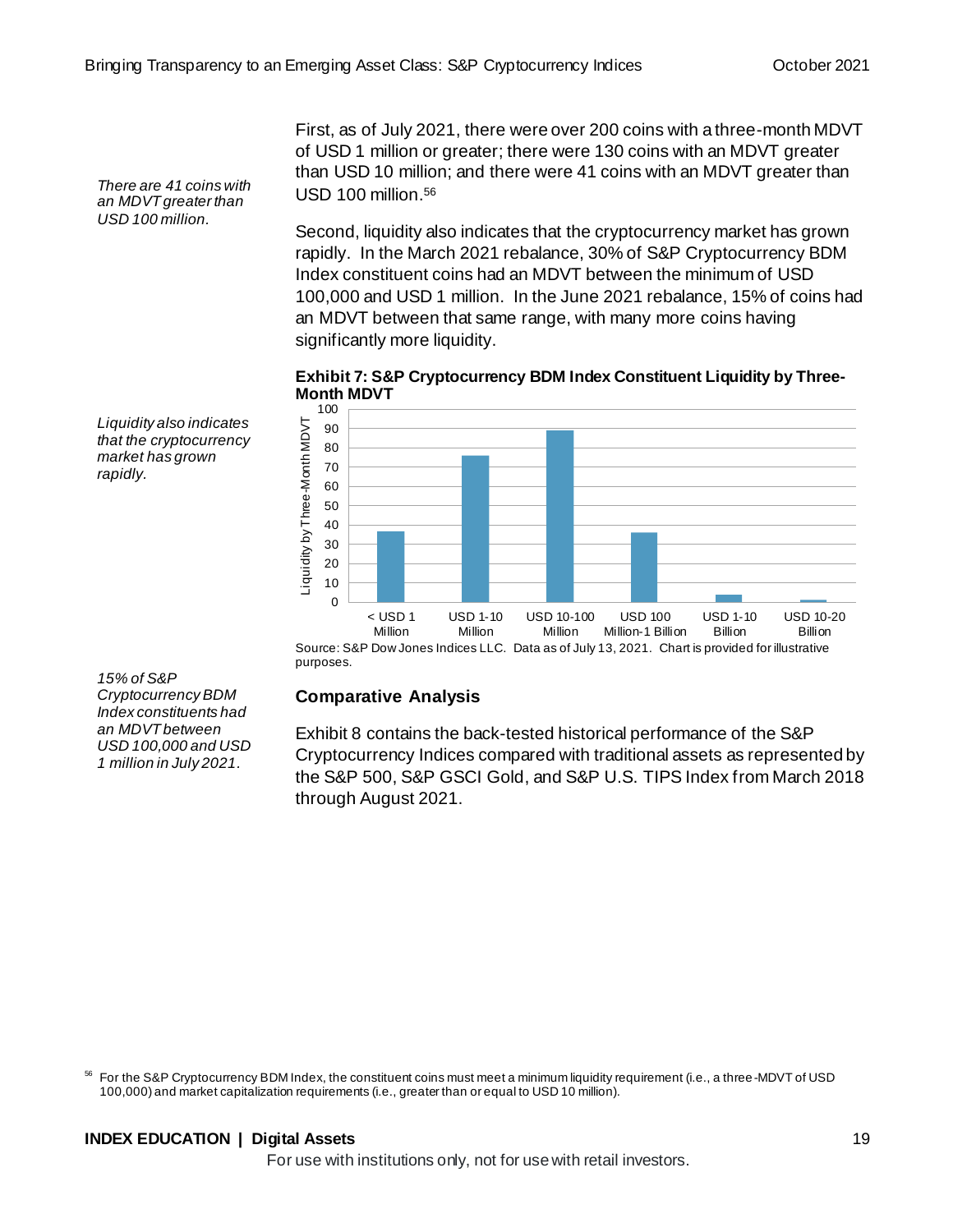*There are 41 coins with an MDVT greater than USD 100 million.*

First, as of July 2021, there were over 200 coins with a three-month MDVT of USD 1 million or greater; there were 130 coins with an MDVT greater than USD 10 million; and there were 41 coins with an MDVT greater than USD 100 million.[56]

*Liquidity also indicates that the cryptocurrency market has grown rapidly.*

Second, liquidity also indicates that the cryptocurrency market has grown rapidly. In the March 2021 rebalance, 30% of S&P Cryptocurrency BDM Index constituent coins had an MDVT between the minimum of USD 100,000 and USD 1 million. In the June 2021 rebalance, 15% of coins had an MDVT between that same range, with many more coins having significantly more liquidity.

**Exhibit 7: S&P Cryptocurrency BDM Index Constituent Liquidity by Three-Month MDVT**

Source: S&P Dow Jones Indices LLC. Data as of July 13, 2021. Chart is provided for illustrative purposes.

*15% of S&P Cryptocurrency BDM Index constituents had an MDVT between USD 100,000 and USD 1 million in July 2021.*

## Comparative Analysis

Exhibit 8 contains the back-tested historical performance of the S&P Cryptocurrency Indices compared with traditional assets as represented by the S&P 500, S&P GSCI Gold, and S&P U.S. TIPS Index from March 2018 through August 2021.

[56] For the S&P Cryptocurrency BDM Index, the constituent coins must meet a minimum liquidity requirement (i.e., a three-MDVT of USD 100,000) and market capitalization requirements (i.e., greater than or equal to USD 10 million).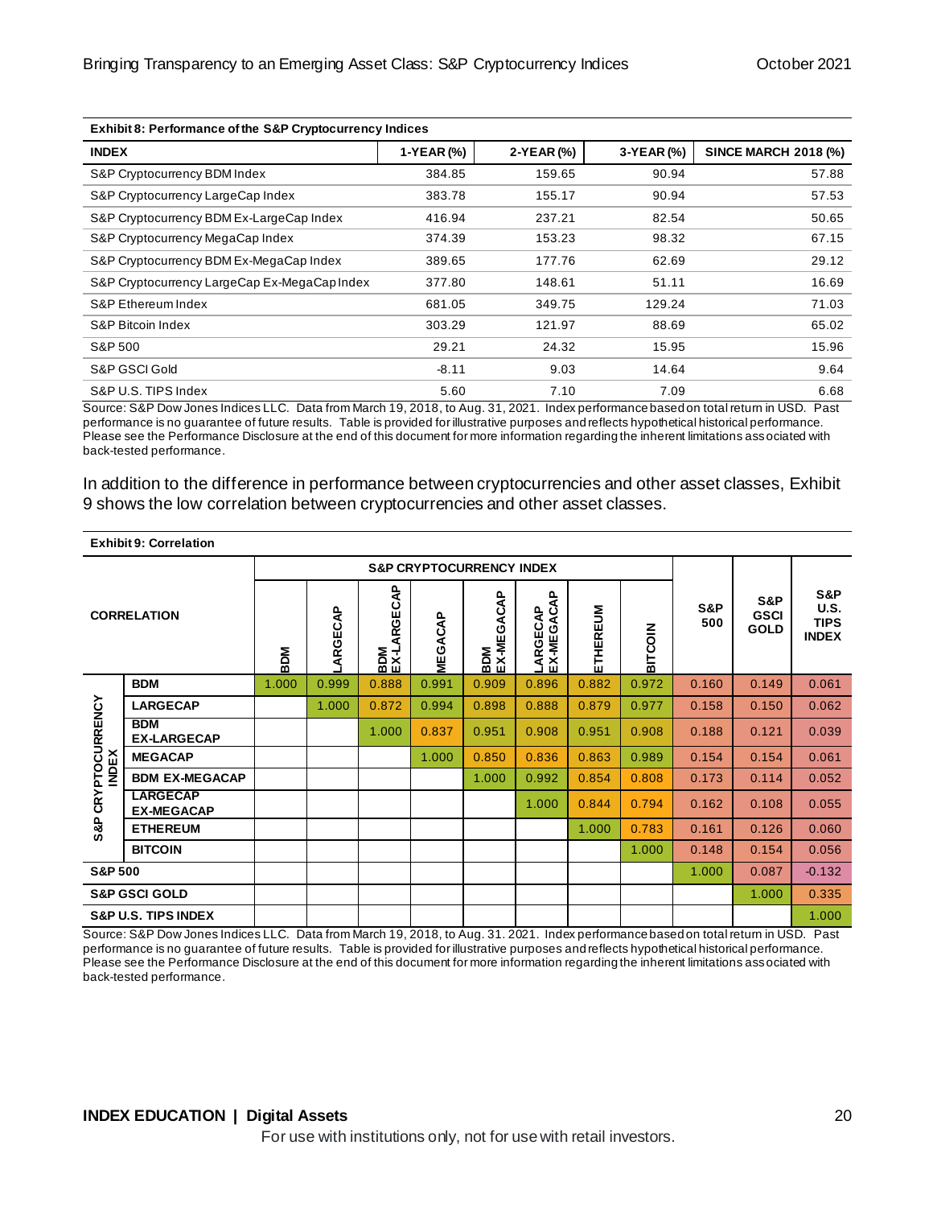**Exhibit 8: Performance of the S&P Cryptocurrency Indices**

| INDEX | 1-YEAR (%) | 2-YEAR (%) | 3-YEAR (%) | SINCE MARCH 2018 (%) |
|---|---|---|---|---|
| S&P Cryptocurrency BDM Index | 384.85 | 159.65 | 90.94 | 57.88 |
| S&P Cryptocurrency LargeCap Index | 383.78 | 155.17 | 90.94 | 57.53 |
| S&P Cryptocurrency BDM Ex-LargeCap Index | 416.94 | 237.21 | 82.54 | 50.65 |
| S&P Cryptocurrency MegaCap Index | 374.39 | 153.23 | 98.32 | 67.15 |
| S&P Cryptocurrency BDM Ex-MegaCap Index | 389.65 | 177.76 | 62.69 | 29.12 |
| S&P Cryptocurrency LargeCap Ex-MegaCap Index | 377.80 | 148.61 | 51.11 | 16.69 |
| S&P Ethereum Index | 681.05 | 349.75 | 129.24 | 71.03 |
| S&P Bitcoin Index | 303.29 | 121.97 | 88.69 | 65.02 |
| S&P 500 | 29.21 | 24.32 | 15.95 | 15.96 |
| S&P GSCI Gold | -8.11 | 9.03 | 14.64 | 9.64 |
| S&P U.S. TIPS Index | 5.60 | 7.10 | 7.09 | 6.68 |

Source: S&P Dow Jones Indices LLC. Data from March 19, 2018, to Aug. 31, 2021. Index performance based on total return in USD. Past performance is no guarantee of future results. Table is provided for illustrative purposes and reflects hypothetical historical performance. Please see the Performance Disclosure at the end of this document for more information regarding the inherent limitations associated with back-tested performance.

In addition to the difference in performance between cryptocurrencies and other asset classes, Exhibit 9 shows the low correlation between cryptocurrencies and other asset classes.

**Exhibit 9: Correlation**

| | | S&P CRYPTOCURRENCY INDEX | | | | | | | | | | |
|---|---|---|---|---|---|---|---|---|---|---|---|---|
| **CORRELATION** | | BDM | LARGECAP | BDM EX-LARGECAP | MEGACAP | BDM EX-MEGACAP | LARGECAP EX-MEGACAP | ETHEREUM | BITCOIN | S&P 500 | S&P GSCI GOLD | S&P U.S. TIPS INDEX |
| S&P CRYPTOCURRENCY INDEX | **BDM** | 1.000 | 0.999 | 0.888 | 0.991 | 0.909 | 0.896 | 0.882 | 0.972 | 0.160 | 0.149 | 0.061 |
| | **LARGECAP** | | 1.000 | 0.872 | 0.994 | 0.898 | 0.888 | 0.879 | 0.977 | 0.158 | 0.150 | 0.062 |
| | **BDM EX-LARGECAP** | | | 1.000 | 0.837 | 0.951 | 0.908 | 0.951 | 0.908 | 0.188 | 0.121 | 0.039 |
| | **MEGACAP** | | | | 1.000 | 0.850 | 0.836 | 0.863 | 0.989 | 0.154 | 0.154 | 0.061 |
| | **BDM EX-MEGACAP** | | | | | 1.000 | 0.992 | 0.854 | 0.808 | 0.173 | 0.114 | 0.052 |
| | **LARGECAP EX-MEGACAP** | | | | | | 1.000 | 0.844 | 0.794 | 0.162 | 0.108 | 0.055 |
| | **ETHEREUM** | | | | | | | 1.000 | 0.783 | 0.161 | 0.126 | 0.060 |
| | **BITCOIN** | | | | | | | | 1.000 | 0.148 | 0.154 | 0.056 |
| **S&P 500** | | | | | | | | | | 1.000 | 0.087 | -0.132 |
| **S&P GSCI GOLD** | | | | | | | | | | | 1.000 | 0.335 |
| **S&P U.S. TIPS INDEX** | | | | | | | | | | | | 1.000 |

Source: S&P Dow Jones Indices LLC. Data from March 19, 2018, to Aug. 31. 2021. Index performance based on total return in USD. Past performance is no guarantee of future results. Table is provided for illustrative purposes and reflects hypothetical historical performance. Please see the Performance Disclosure at the end of this document for more information regarding the inherent limitations associated with back-tested performance.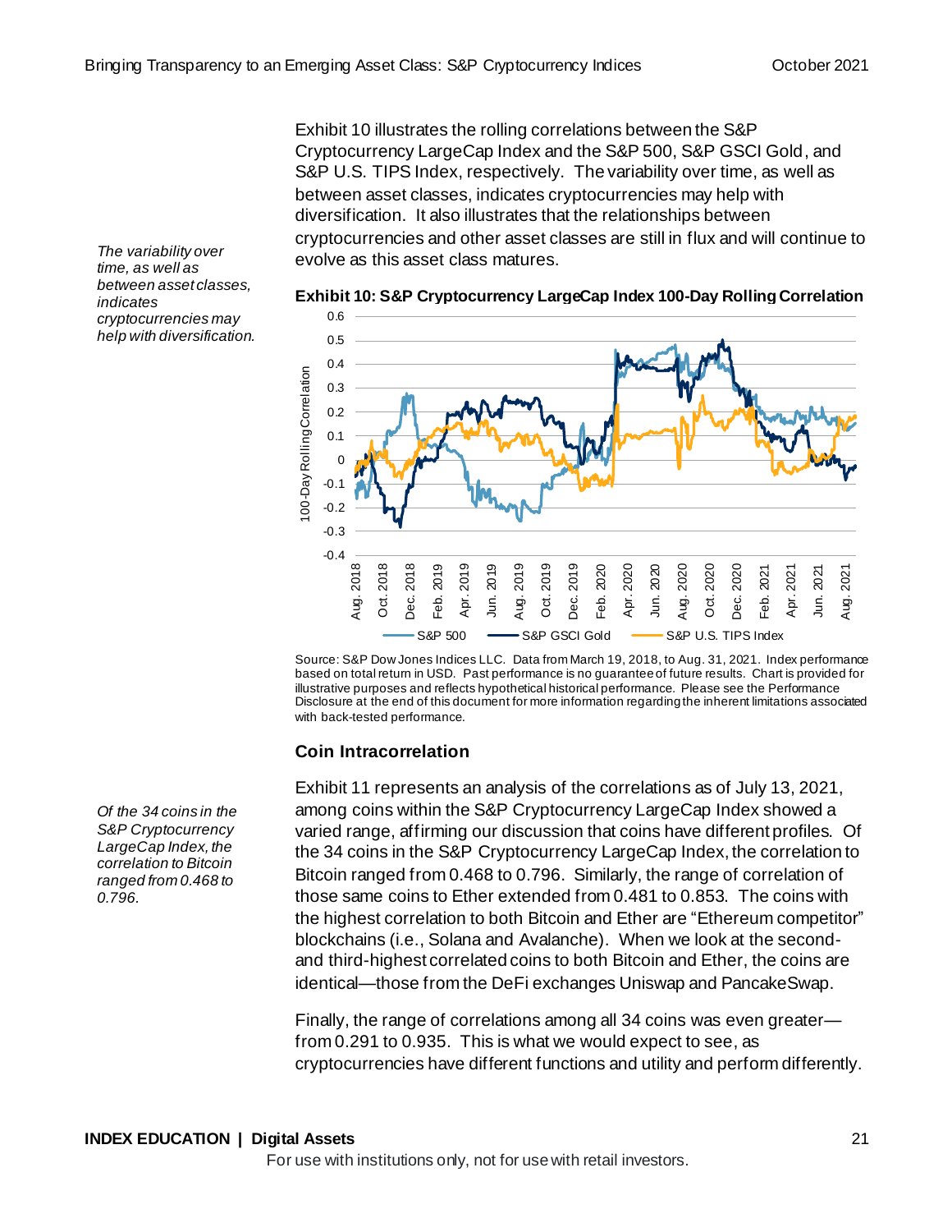Exhibit 10 illustrates the rolling correlations between the S&P Cryptocurrency LargeCap Index and the S&P 500, S&P GSCI Gold, and S&P U.S. TIPS Index, respectively. The variability over time, as well as between asset classes, indicates cryptocurrencies may help with diversification. It also illustrates that the relationships between cryptocurrencies and other asset classes are still in flux and will continue to evolve as this asset class matures.

*The variability over time, as well as between asset classes, indicates cryptocurrencies may help with diversification.*

**Exhibit 10: S&P Cryptocurrency LargeCap Index 100-Day Rolling Correlation**

Source: S&P Dow Jones Indices LLC. Data from March 19, 2018, to Aug. 31, 2021. Index performance based on total return in USD. Past performance is no guarantee of future results. Chart is provided for illustrative purposes and reflects hypothetical historical performance. Please see the Performance Disclosure at the end of this document for more information regarding the inherent limitations associated with back-tested performance.

### Coin Intracorrelation

*Of the 34 coins in the S&P Cryptocurrency LargeCap Index, the correlation to Bitcoin ranged from 0.468 to 0.796.*

Exhibit 11 represents an analysis of the correlations as of July 13, 2021, among coins within the S&P Cryptocurrency LargeCap Index showed a varied range, affirming our discussion that coins have different profiles. Of the 34 coins in the S&P Cryptocurrency LargeCap Index, the correlation to Bitcoin ranged from 0.468 to 0.796. Similarly, the range of correlation of those same coins to Ether extended from 0.481 to 0.853. The coins with the highest correlation to both Bitcoin and Ether are "Ethereum competitor" blockchains (i.e., Solana and Avalanche). When we look at the second- and third-highest correlated coins to both Bitcoin and Ether, the coins are identical—those from the DeFi exchanges Uniswap and PancakeSwap.

Finally, the range of correlations among all 34 coins was even greater—from 0.291 to 0.935. This is what we would expect to see, as cryptocurrencies have different functions and utility and perform differently.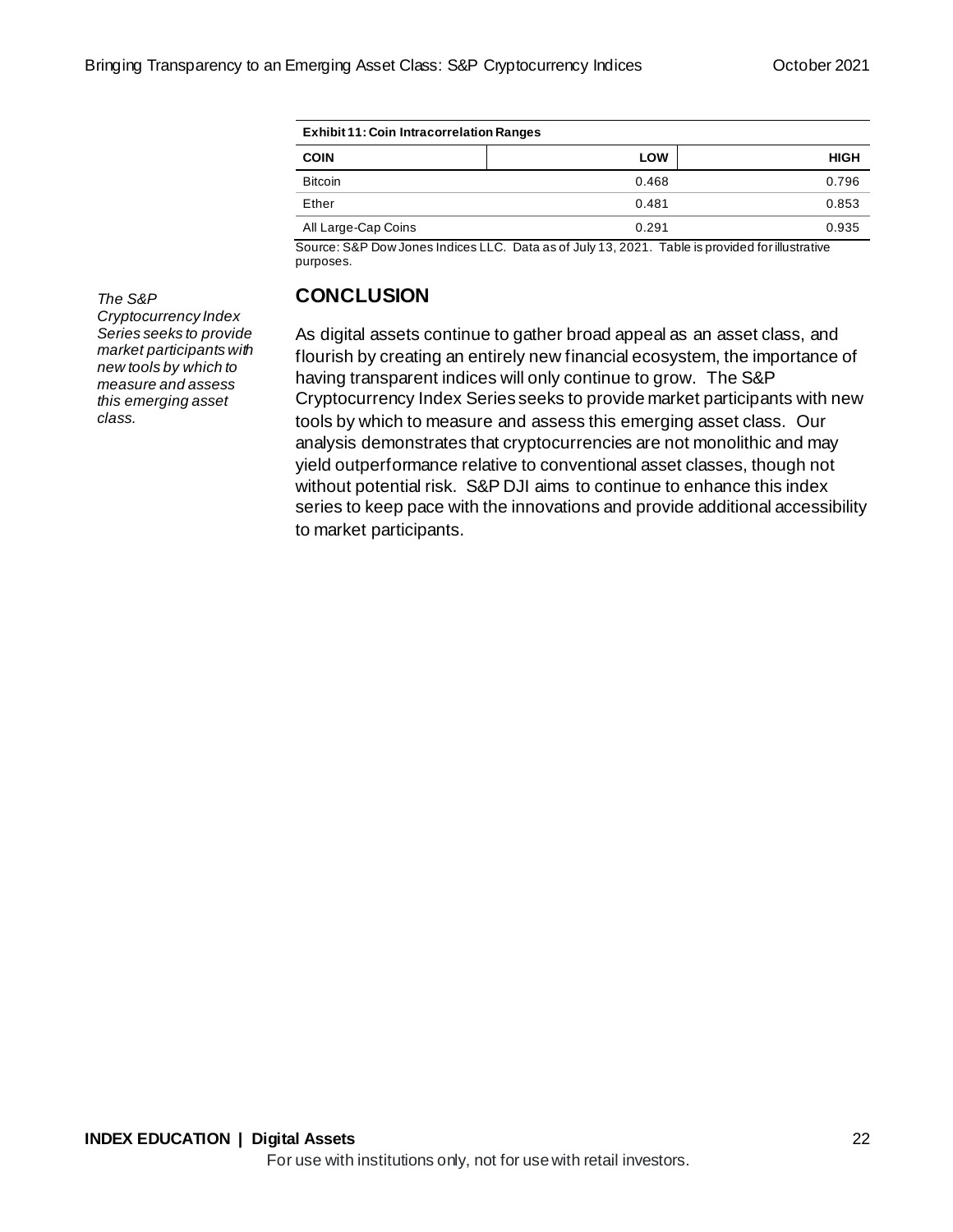**Exhibit 11: Coin Intracorrelation Ranges**

| COIN | LOW | HIGH |
|---|---|---|
| Bitcoin | 0.468 | 0.796 |
| Ether | 0.481 | 0.853 |
| All Large-Cap Coins | 0.291 | 0.935 |

Source: S&P Dow Jones Indices LLC. Data as of July 13, 2021. Table is provided for illustrative purposes.

## CONCLUSION

*The S&P Cryptocurrency Index Series seeks to provide market participants with new tools by which to measure and assess this emerging asset class.*

As digital assets continue to gather broad appeal as an asset class, and flourish by creating an entirely new financial ecosystem, the importance of having transparent indices will only continue to grow. The S&P Cryptocurrency Index Series seeks to provide market participants with new tools by which to measure and assess this emerging asset class. Our analysis demonstrates that cryptocurrencies are not monolithic and may yield outperformance relative to conventional asset classes, though not without potential risk. S&P DJI aims to continue to enhance this index series to keep pace with the innovations and provide additional accessibility to market participants.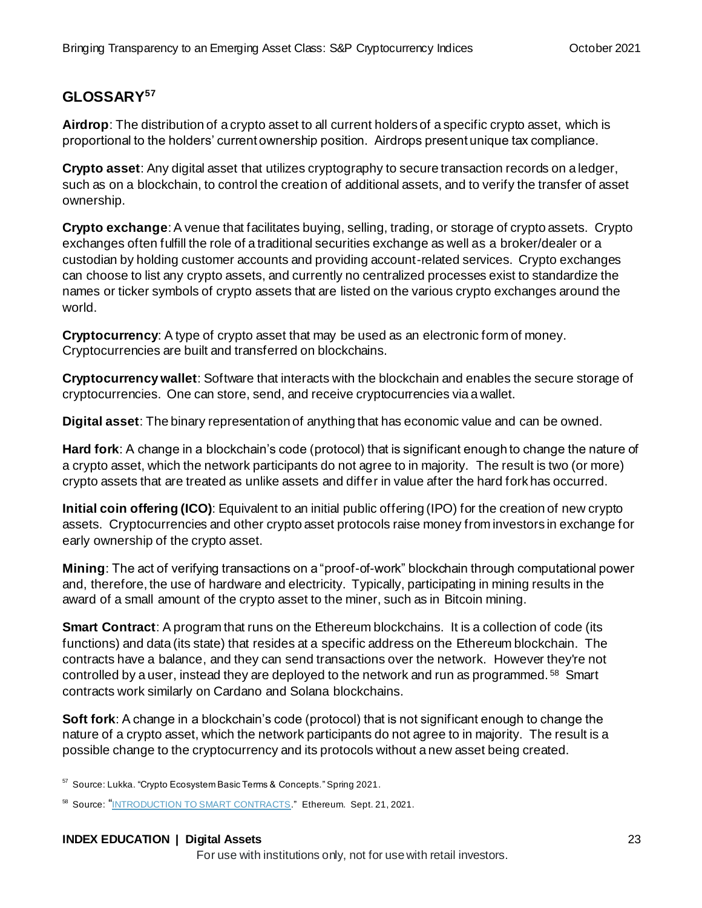## GLOSSARY[57]

**Airdrop**: The distribution of a crypto asset to all current holders of a specific crypto asset, which is proportional to the holders' current ownership position. Airdrops present unique tax compliance.

**Crypto asset**: Any digital asset that utilizes cryptography to secure transaction records on a ledger, such as on a blockchain, to control the creation of additional assets, and to verify the transfer of asset ownership.

**Crypto exchange**: A venue that facilitates buying, selling, trading, or storage of crypto assets. Crypto exchanges often fulfill the role of a traditional securities exchange as well as a broker/dealer or a custodian by holding customer accounts and providing account-related services. Crypto exchanges can choose to list any crypto assets, and currently no centralized processes exist to standardize the names or ticker symbols of crypto assets that are listed on the various crypto exchanges around the world.

**Cryptocurrency**: A type of crypto asset that may be used as an electronic form of money. Cryptocurrencies are built and transferred on blockchains.

**Cryptocurrency wallet**: Software that interacts with the blockchain and enables the secure storage of cryptocurrencies. One can store, send, and receive cryptocurrencies via a wallet.

**Digital asset**: The binary representation of anything that has economic value and can be owned.

**Hard fork**: A change in a blockchain's code (protocol) that is significant enough to change the nature of a crypto asset, which the network participants do not agree to in majority. The result is two (or more) crypto assets that are treated as unlike assets and differ in value after the hard fork has occurred.

**Initial coin offering (ICO)**: Equivalent to an initial public offering (IPO) for the creation of new crypto assets. Cryptocurrencies and other crypto asset protocols raise money from investors in exchange for early ownership of the crypto asset.

**Mining**: The act of verifying transactions on a "proof-of-work" blockchain through computational power and, therefore, the use of hardware and electricity. Typically, participating in mining results in the award of a small amount of the crypto asset to the miner, such as in Bitcoin mining.

**Smart Contract**: A program that runs on the Ethereum blockchains. It is a collection of code (its functions) and data (its state) that resides at a specific address on the Ethereum blockchain. The contracts have a balance, and they can send transactions over the network. However they're not controlled by a user, instead they are deployed to the network and run as programmed.[58] Smart contracts work similarly on Cardano and Solana blockchains.

**Soft fork**: A change in a blockchain's code (protocol) that is not significant enough to change the nature of a crypto asset, which the network participants do not agree to in majority. The result is a possible change to the cryptocurrency and its protocols without a new asset being created.

[57] Source: Lukka. "Crypto Ecosystem Basic Terms & Concepts." Spring 2021.

[58] Source: "INTRODUCTION TO SMART CONTRACTS." Ethereum. Sept. 21, 2021.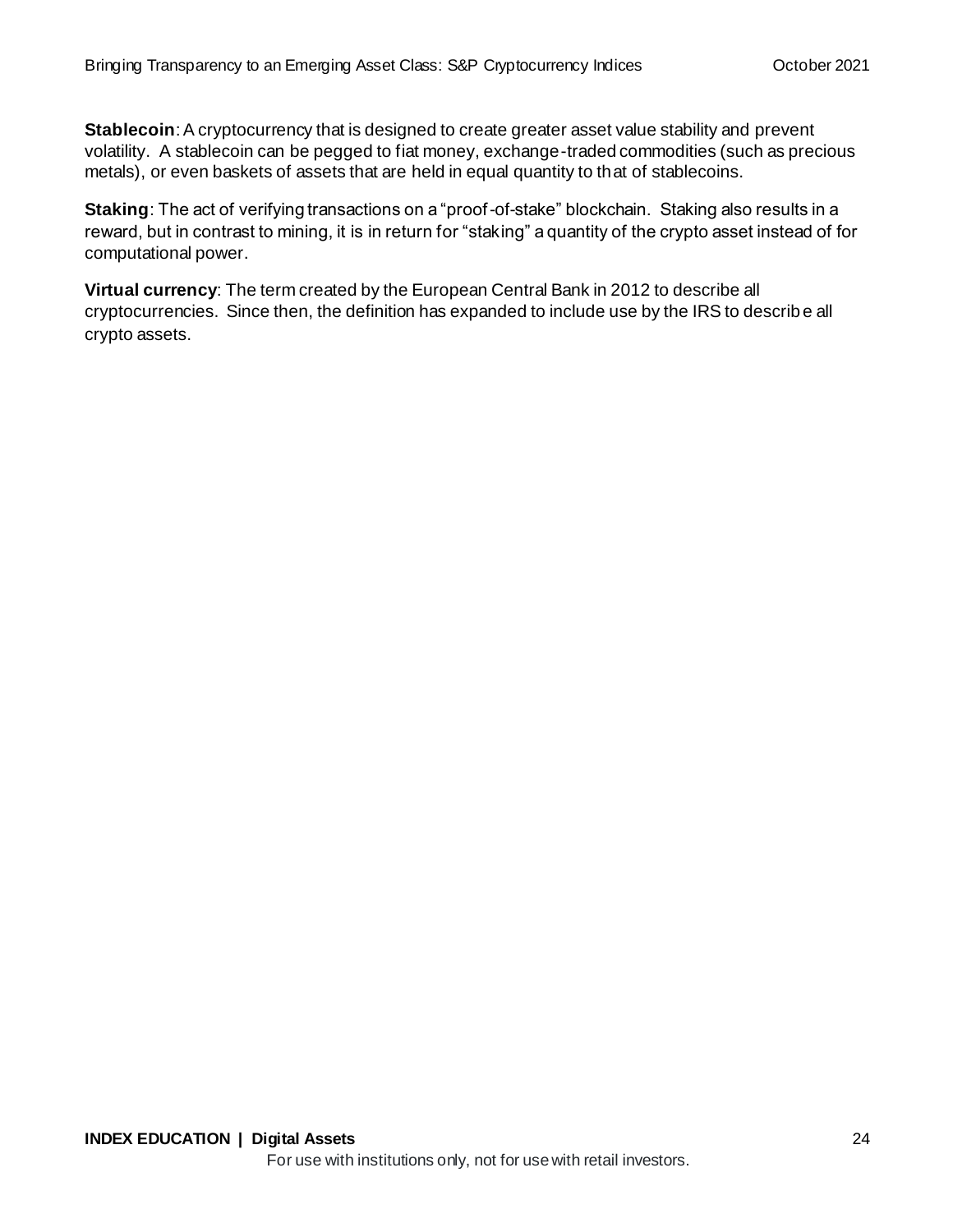**Stablecoin**: A cryptocurrency that is designed to create greater asset value stability and prevent volatility. A stablecoin can be pegged to fiat money, exchange-traded commodities (such as precious metals), or even baskets of assets that are held in equal quantity to that of stablecoins.

**Staking**: The act of verifying transactions on a "proof-of-stake" blockchain. Staking also results in a reward, but in contrast to mining, it is in return for "staking" a quantity of the crypto asset instead of for computational power.

**Virtual currency**: The term created by the European Central Bank in 2012 to describe all cryptocurrencies. Since then, the definition has expanded to include use by the IRS to describe all crypto assets.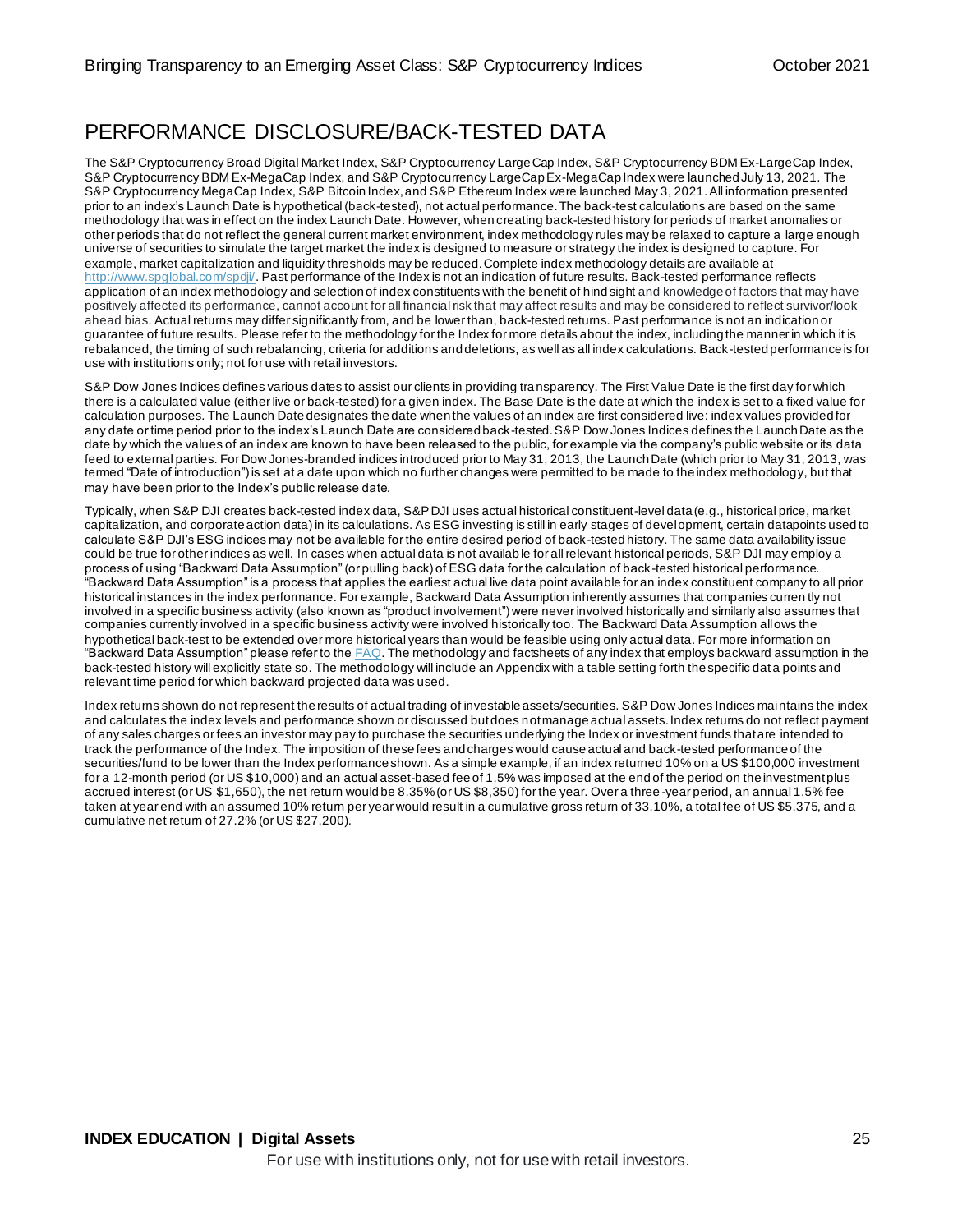## PERFORMANCE DISCLOSURE/BACK-TESTED DATA

The S&P Cryptocurrency Broad Digital Market Index, S&P Cryptocurrency LargeCap Index, S&P Cryptocurrency BDM Ex-LargeCap Index, S&P Cryptocurrency BDM Ex-MegaCap Index, and S&P Cryptocurrency LargeCap Ex-MegaCap Index were launched July 13, 2021. The S&P Cryptocurrency MegaCap Index, S&P Bitcoin Index, and S&P Ethereum Index were launched May 3, 2021. All information presented prior to an index's Launch Date is hypothetical (back-tested), not actual performance. The back-test calculations are based on the same methodology that was in effect on the index Launch Date. However, when creating back-tested history for periods of market anomalies or other periods that do not reflect the general current market environment, index methodology rules may be relaxed to capture a large enough universe of securities to simulate the target market the index is designed to measure or strategy the index is designed to capture. For example, market capitalization and liquidity thresholds may be reduced. Complete index methodology details are available at http://www.spglobal.com/spdji/. Past performance of the Index is not an indication of future results. Back-tested performance reflects application of an index methodology and selection of index constituents with the benefit of hindsight and knowledge of factors that may have positively affected its performance, cannot account for all financial risk that may affect results and may be considered to reflect survivor/look ahead bias. Actual returns may differ significantly from, and be lower than, back-tested returns. Past performance is not an indication or guarantee of future results. Please refer to the methodology for the Index for more details about the index, including the manner in which it is rebalanced, the timing of such rebalancing, criteria for additions and deletions, as well as all index calculations. Back-tested performance is for use with institutions only; not for use with retail investors.

S&P Dow Jones Indices defines various dates to assist our clients in providing transparency. The First Value Date is the first day for which there is a calculated value (either live or back-tested) for a given index. The Base Date is the date at which the index is set to a fixed value for calculation purposes. The Launch Date designates the date when the values of an index are first considered live: index values provided for any date or time period prior to the index's Launch Date are considered back-tested. S&P Dow Jones Indices defines the Launch Date as the date by which the values of an index are known to have been released to the public, for example via the company's public website or its data feed to external parties. For Dow Jones-branded indices introduced prior to May 31, 2013, the Launch Date (which prior to May 31, 2013, was termed "Date of introduction") is set at a date upon which no further changes were permitted to be made to the index methodology, but that may have been prior to the Index's public release date.

Typically, when S&P DJI creates back-tested index data, S&P DJI uses actual historical constituent-level data (e.g., historical price, market capitalization, and corporate action data) in its calculations. As ESG investing is still in early stages of development, certain datapoints used to calculate S&P DJI's ESG indices may not be available for the entire desired period of back-tested history. The same data availability issue could be true for other indices as well. In cases when actual data is not available for all relevant historical periods, S&P DJI may employ a process of using "Backward Data Assumption" (or pulling back) of ESG data for the calculation of back-tested historical performance. "Backward Data Assumption" is a process that applies the earliest actual live data point available for an index constituent company to all prior historical instances in the index performance. For example, Backward Data Assumption inherently assumes that companies currently not involved in a specific business activity (also known as "product involvement") were never involved historically and similarly also assumes that companies currently involved in a specific business activity were involved historically too. The Backward Data Assumption allows the hypothetical back-test to be extended over more historical years than would be feasible using only actual data. For more information on "Backward Data Assumption" please refer to the FAQ. The methodology and factsheets of any index that employs backward assumption in the back-tested history will explicitly state so. The methodology will include an Appendix with a table setting forth the specific data points and relevant time period for which backward projected data was used.

Index returns shown do not represent the results of actual trading of investable assets/securities. S&P Dow Jones Indices maintains the index and calculates the index levels and performance shown or discussed but does not manage actual assets. Index returns do not reflect payment of any sales charges or fees an investor may pay to purchase the securities underlying the Index or investment funds that are intended to track the performance of the Index. The imposition of these fees and charges would cause actual and back-tested performance of the securities/fund to be lower than the Index performance shown. As a simple example, if an index returned 10% on a US $100,000 investment for a 12-month period (or US $10,000) and an actual asset-based fee of 1.5% was imposed at the end of the period on the investment plus accrued interest (or US $1,650), the net return would be 8.35% (or US $8,350) for the year. Over a three-year period, an annual 1.5% fee taken at year end with an assumed 10% return per year would result in a cumulative gross return of 33.10%, a total fee of US $5,375, and a cumulative net return of 27.2% (or US $27,200).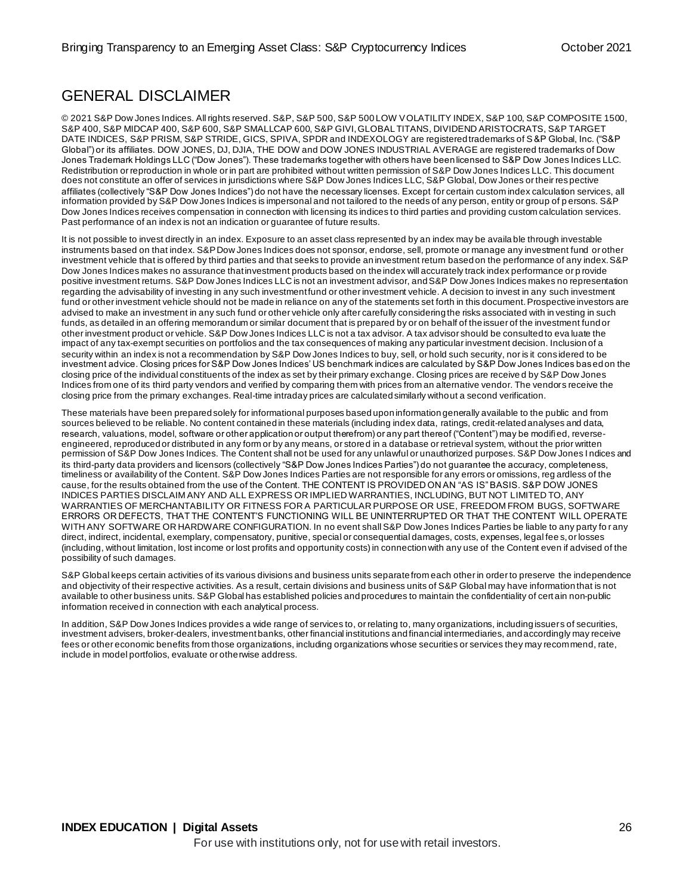## GENERAL DISCLAIMER

© 2021 S&P Dow Jones Indices. All rights reserved. S&P, S&P 500, S&P 500 LOW VOLATILITY INDEX, S&P 100, S&P COMPOSITE 1500, S&P 400, S&P MIDCAP 400, S&P 600, S&P SMALLCAP 600, S&P GIVI, GLOBAL TITANS, DIVIDEND ARISTOCRATS, S&P TARGET DATE INDICES, S&P PRISM, S&P STRIDE, GICS, SPIVA, SPDR and INDEXOLOGY are registered trademarks of S&P Global, Inc. ("S&P Global") or its affiliates. DOW JONES, DJ, DJIA, THE DOW and DOW JONES INDUSTRIAL AVERAGE are registered trademarks of Dow Jones Trademark Holdings LLC ("Dow Jones"). These trademarks together with others have been licensed to S&P Dow Jones Indices LLC. Redistribution or reproduction in whole or in part are prohibited without written permission of S&P Dow Jones Indices LLC. This document does not constitute an offer of services in jurisdictions where S&P Dow Jones Indices LLC, S&P Global, Dow Jones or their respective affiliates (collectively "S&P Dow Jones Indices") do not have the necessary licenses. Except for certain custom index calculation services, all information provided by S&P Dow Jones Indices is impersonal and not tailored to the needs of any person, entity or group of persons. S&P Dow Jones Indices receives compensation in connection with licensing its indices to third parties and providing custom calculation services. Past performance of an index is not an indication or guarantee of future results.

It is not possible to invest directly in an index. Exposure to an asset class represented by an index may be available through investable instruments based on that index. S&P Dow Jones Indices does not sponsor, endorse, sell, promote or manage any investment fund or other investment vehicle that is offered by third parties and that seeks to provide an investment return based on the performance of any index. S&P Dow Jones Indices makes no assurance that investment products based on the index will accurately track index performance or provide positive investment returns. S&P Dow Jones Indices LLC is not an investment advisor, and S&P Dow Jones Indices makes no representation regarding the advisability of investing in any such investment fund or other investment vehicle. A decision to invest in any such investment fund or other investment vehicle should not be made in reliance on any of the statements set forth in this document. Prospective investors are advised to make an investment in any such fund or other vehicle only after carefully considering the risks associated with investing in such funds, as detailed in an offering memorandum or similar document that is prepared by or on behalf of the issuer of the investment fund or other investment product or vehicle. S&P Dow Jones Indices LLC is not a tax advisor. A tax advisor should be consulted to evaluate the impact of any tax-exempt securities on portfolios and the tax consequences of making any particular investment decision. Inclusion of a security within an index is not a recommendation by S&P Dow Jones Indices to buy, sell, or hold such security, nor is it considered to be investment advice. Closing prices for S&P Dow Jones Indices' US benchmark indices are calculated by S&P Dow Jones Indices based on the closing price of the individual constituents of the index as set by their primary exchange. Closing prices are received by S&P Dow Jones Indices from one of its third party vendors and verified by comparing them with prices from an alternative vendor. The vendors receive the closing price from the primary exchanges. Real-time intraday prices are calculated similarly without a second verification.

These materials have been prepared solely for informational purposes based upon information generally available to the public and from sources believed to be reliable. No content contained in these materials (including index data, ratings, credit-related analyses and data, research, valuations, model, software or other application or output therefrom) or any part thereof ("Content") may be modified, reverse-engineered, reproduced or distributed in any form or by any means, or stored in a database or retrieval system, without the prior written permission of S&P Dow Jones Indices. The Content shall not be used for any unlawful or unauthorized purposes. S&P Dow Jones Indices and its third-party data providers and licensors (collectively "S&P Dow Jones Indices Parties") do not guarantee the accuracy, completeness, timeliness or availability of the Content. S&P Dow Jones Indices Parties are not responsible for any errors or omissions, regardless of the cause, for the results obtained from the use of the Content. THE CONTENT IS PROVIDED ON AN "AS IS" BASIS. S&P DOW JONES INDICES PARTIES DISCLAIM ANY AND ALL EXPRESS OR IMPLIED WARRANTIES, INCLUDING, BUT NOT LIMITED TO, ANY WARRANTIES OF MERCHANTABILITY OR FITNESS FOR A PARTICULAR PURPOSE OR USE, FREEDOM FROM BUGS, SOFTWARE ERRORS OR DEFECTS, THAT THE CONTENT'S FUNCTIONING WILL BE UNINTERRUPTED OR THAT THE CONTENT WILL OPERATE WITH ANY SOFTWARE OR HARDWARE CONFIGURATION. In no event shall S&P Dow Jones Indices Parties be liable to any party for any direct, indirect, incidental, exemplary, compensatory, punitive, special or consequential damages, costs, expenses, legal fees, or losses (including, without limitation, lost income or lost profits and opportunity costs) in connection with any use of the Content even if advised of the possibility of such damages.

S&P Global keeps certain activities of its various divisions and business units separate from each other in order to preserve the independence and objectivity of their respective activities. As a result, certain divisions and business units of S&P Global may have information that is not available to other business units. S&P Global has established policies and procedures to maintain the confidentiality of certain non-public information received in connection with each analytical process.

In addition, S&P Dow Jones Indices provides a wide range of services to, or relating to, many organizations, including issuers of securities, investment advisers, broker-dealers, investment banks, other financial institutions and financial intermediaries, and accordingly may receive fees or other economic benefits from those organizations, including organizations whose securities or services they may recommend, rate, include in model portfolios, evaluate or otherwise address.